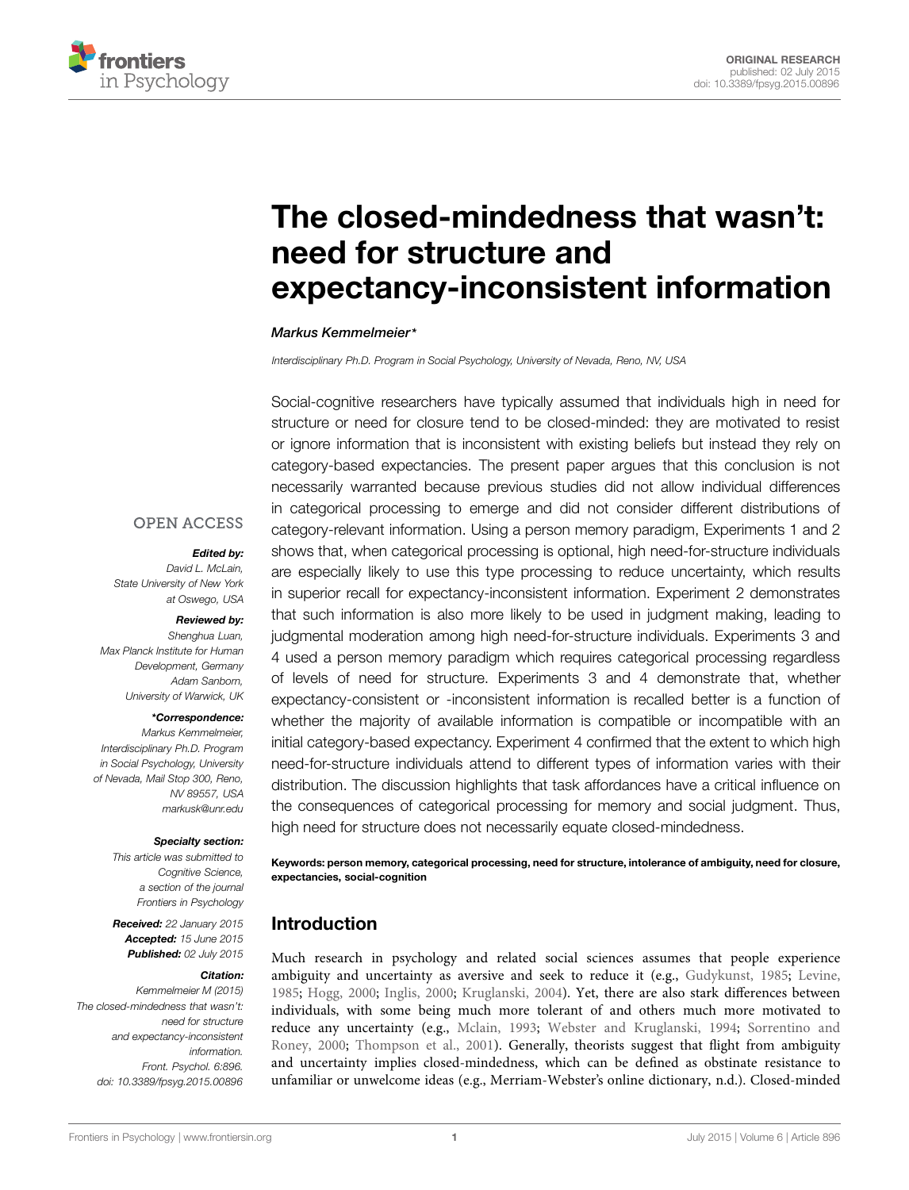ORIGINAL RESEARCH
published: 02 July 2015
doi: 10.3389/fpsyg.2015.00896

# The closed-mindedness that wasn't: need for structure and expectancy-inconsistent information

*Markus Kemmelmeier\**

*Interdisciplinary Ph.D. Program in Social Psychology, University of Nevada, Reno, NV, USA*

Social-cognitive researchers have typically assumed that individuals high in need for structure or need for closure tend to be closed-minded: they are motivated to resist or ignore information that is inconsistent with existing beliefs but instead they rely on category-based expectancies. The present paper argues that this conclusion is not necessarily warranted because previous studies did not allow individual differences in categorical processing to emerge and did not consider different distributions of category-relevant information. Using a person memory paradigm, Experiments 1 and 2 shows that, when categorical processing is optional, high need-for-structure individuals are especially likely to use this type processing to reduce uncertainty, which results in superior recall for expectancy-inconsistent information. Experiment 2 demonstrates that such information is also more likely to be used in judgment making, leading to judgmental moderation among high need-for-structure individuals. Experiments 3 and 4 used a person memory paradigm which requires categorical processing regardless of levels of need for structure. Experiments 3 and 4 demonstrate that, whether expectancy-consistent or -inconsistent information is recalled better is a function of whether the majority of available information is compatible or incompatible with an initial category-based expectancy. Experiment 4 confirmed that the extent to which high need-for-structure individuals attend to different types of information varies with their distribution. The discussion highlights that task affordances have a critical influence on the consequences of categorical processing for memory and social judgment. Thus, high need for structure does not necessarily equate closed-mindedness.

**Keywords: person memory, categorical processing, need for structure, intolerance of ambiguity, need for closure, expectancies, social-cognition**

OPEN ACCESS

***Edited by:***
*David L. McLain, State University of New York at Oswego, USA*

***Reviewed by:***
*Shenghua Luan, Max Planck Institute for Human Development, Germany*
*Adam Sanborn, University of Warwick, UK*

***\*Correspondence:***
*Markus Kemmelmeier, Interdisciplinary Ph.D. Program in Social Psychology, University of Nevada, Mail Stop 300, Reno, NV 89557, USA*
*markusk@unr.edu*

***Specialty section:***
*This article was submitted to Cognitive Science, a section of the journal Frontiers in Psychology*

***Received:*** *22 January 2015*
***Accepted:*** *15 June 2015*
***Published:*** *02 July 2015*

***Citation:***
*Kemmelmeier M (2015) The closed-mindedness that wasn't: need for structure and expectancy-inconsistent information. Front. Psychol. 6:896. doi: 10.3389/fpsyg.2015.00896*

## Introduction

Much research in psychology and related social sciences assumes that people experience ambiguity and uncertainty as aversive and seek to reduce it (e.g., Gudykunst, 1985; Levine, 1985; Hogg, 2000; Inglis, 2000; Kruglanski, 2004). Yet, there are also stark differences between individuals, with some being much more tolerant of and others much more motivated to reduce any uncertainty (e.g., Mclain, 1993; Webster and Kruglanski, 1994; Sorrentino and Roney, 2000; Thompson et al., 2001). Generally, theorists suggest that flight from ambiguity and uncertainty implies closed-mindedness, which can be defined as obstinate resistance to unfamiliar or unwelcome ideas (e.g., Merriam-Webster's online dictionary, n.d.). Closed-minded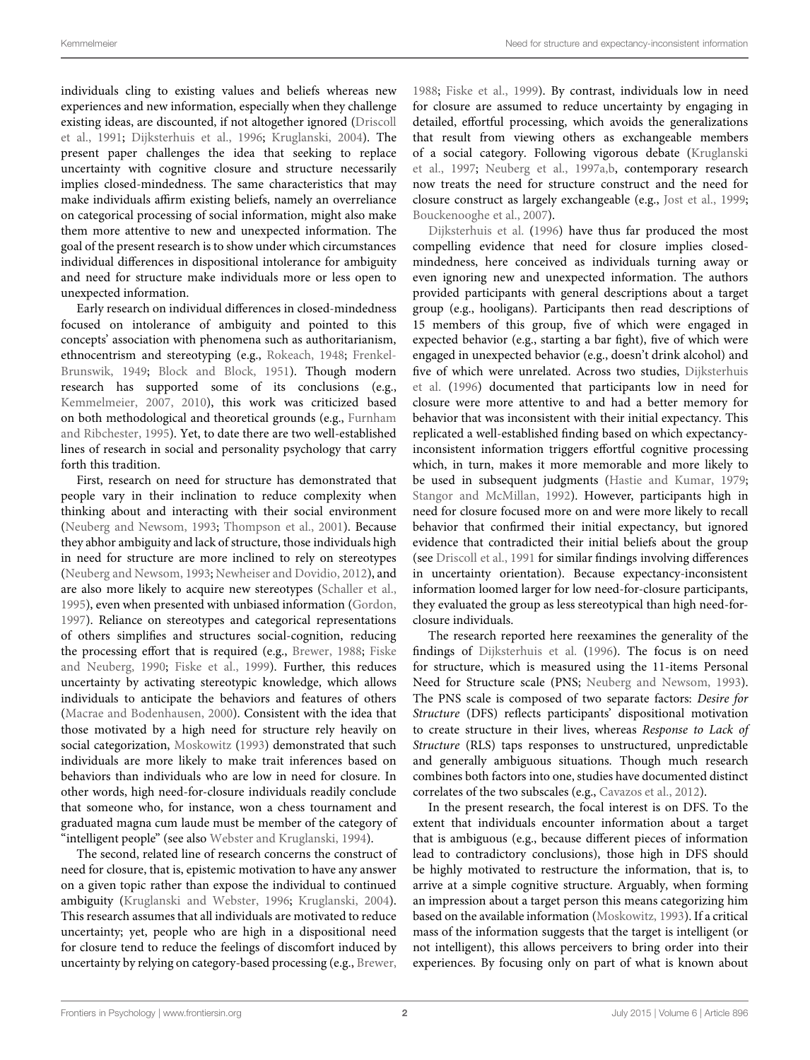individuals cling to existing values and beliefs whereas new experiences and new information, especially when they challenge existing ideas, are discounted, if not altogether ignored (Driscoll et al., 1991; Dijksterhuis et al., 1996; Kruglanski, 2004). The present paper challenges the idea that seeking to replace uncertainty with cognitive closure and structure necessarily implies closed-mindedness. The same characteristics that may make individuals affirm existing beliefs, namely an overreliance on categorical processing of social information, might also make them more attentive to new and unexpected information. The goal of the present research is to show under which circumstances individual differences in dispositional intolerance for ambiguity and need for structure make individuals more or less open to unexpected information.

Early research on individual differences in closed-mindedness focused on intolerance of ambiguity and pointed to this concepts' association with phenomena such as authoritarianism, ethnocentrism and stereotyping (e.g., Rokeach, 1948; Frenkel-Brunswik, 1949; Block and Block, 1951). Though modern research has supported some of its conclusions (e.g., Kemmelmeier, 2007, 2010), this work was criticized based on both methodological and theoretical grounds (e.g., Furnham and Ribchester, 1995). Yet, to date there are two well-established lines of research in social and personality psychology that carry forth this tradition.

First, research on need for structure has demonstrated that people vary in their inclination to reduce complexity when thinking about and interacting with their social environment (Neuberg and Newsom, 1993; Thompson et al., 2001). Because they abhor ambiguity and lack of structure, those individuals high in need for structure are more inclined to rely on stereotypes (Neuberg and Newsom, 1993; Newheiser and Dovidio, 2012), and are also more likely to acquire new stereotypes (Schaller et al., 1995), even when presented with unbiased information (Gordon, 1997). Reliance on stereotypes and categorical representations of others simplifies and structures social-cognition, reducing the processing effort that is required (e.g., Brewer, 1988; Fiske and Neuberg, 1990; Fiske et al., 1999). Further, this reduces uncertainty by activating stereotypic knowledge, which allows individuals to anticipate the behaviors and features of others (Macrae and Bodenhausen, 2000). Consistent with the idea that those motivated by a high need for structure rely heavily on social categorization, Moskowitz (1993) demonstrated that such individuals are more likely to make trait inferences based on behaviors than individuals who are low in need for closure. In other words, high need-for-closure individuals readily conclude that someone who, for instance, won a chess tournament and graduated magna cum laude must be member of the category of "intelligent people" (see also Webster and Kruglanski, 1994).

The second, related line of research concerns the construct of need for closure, that is, epistemic motivation to have any answer on a given topic rather than expose the individual to continued ambiguity (Kruglanski and Webster, 1996; Kruglanski, 2004). This research assumes that all individuals are motivated to reduce uncertainty; yet, people who are high in a dispositional need for closure tend to reduce the feelings of discomfort induced by uncertainty by relying on category-based processing (e.g., Brewer, 1988; Fiske et al., 1999). By contrast, individuals low in need for closure are assumed to reduce uncertainty by engaging in detailed, effortful processing, which avoids the generalizations that result from viewing others as exchangeable members of a social category. Following vigorous debate (Kruglanski et al., 1997; Neuberg et al., 1997a,b, contemporary research now treats the need for structure construct and the need for closure construct as largely exchangeable (e.g., Jost et al., 1999; Bouckenooghe et al., 2007).

Dijksterhuis et al. (1996) have thus far produced the most compelling evidence that need for closure implies closed-mindedness, here conceived as individuals turning away or even ignoring new and unexpected information. The authors provided participants with general descriptions about a target group (e.g., hooligans). Participants then read descriptions of 15 members of this group, five of which were engaged in expected behavior (e.g., starting a bar fight), five of which were engaged in unexpected behavior (e.g., doesn't drink alcohol) and five of which were unrelated. Across two studies, Dijksterhuis et al. (1996) documented that participants low in need for closure were more attentive to and had a better memory for behavior that was inconsistent with their initial expectancy. This replicated a well-established finding based on which expectancy-inconsistent information triggers effortful cognitive processing which, in turn, makes it more memorable and more likely to be used in subsequent judgments (Hastie and Kumar, 1979; Stangor and McMillan, 1992). However, participants high in need for closure focused more on and were more likely to recall behavior that confirmed their initial expectancy, but ignored evidence that contradicted their initial beliefs about the group (see Driscoll et al., 1991 for similar findings involving differences in uncertainty orientation). Because expectancy-inconsistent information loomed larger for low need-for-closure participants, they evaluated the group as less stereotypical than high need-for-closure individuals.

The research reported here reexamines the generality of the findings of Dijksterhuis et al. (1996). The focus is on need for structure, which is measured using the 11-items Personal Need for Structure scale (PNS; Neuberg and Newsom, 1993). The PNS scale is composed of two separate factors: *Desire for Structure* (DFS) reflects participants' dispositional motivation to create structure in their lives, whereas *Response to Lack of Structure* (RLS) taps responses to unstructured, unpredictable and generally ambiguous situations. Though much research combines both factors into one, studies have documented distinct correlates of the two subscales (e.g., Cavazos et al., 2012).

In the present research, the focal interest is on DFS. To the extent that individuals encounter information about a target that is ambiguous (e.g., because different pieces of information lead to contradictory conclusions), those high in DFS should be highly motivated to restructure the information, that is, to arrive at a simple cognitive structure. Arguably, when forming an impression about a target person this means categorizing him based on the available information (Moskowitz, 1993). If a critical mass of the information suggests that the target is intelligent (or not intelligent), this allows perceivers to bring order into their experiences. By focusing only on part of what is known about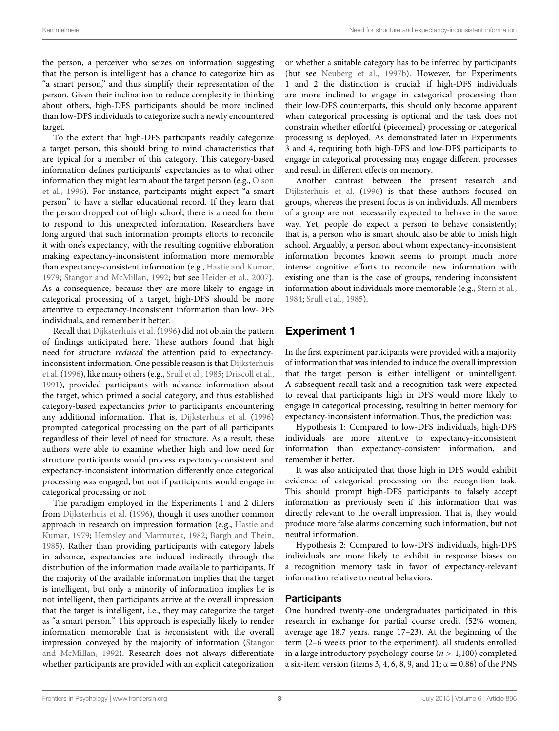the person, a perceiver who seizes on information suggesting that the person is intelligent has a chance to categorize him as "a smart person," and thus simplify their representation of the person. Given their inclination to reduce complexity in thinking about others, high-DFS participants should be more inclined than low-DFS individuals to categorize such a newly encountered target.

To the extent that high-DFS participants readily categorize a target person, this should bring to mind characteristics that are typical for a member of this category. This category-based information defines participants' expectancies as to what other information they might learn about the target person (e.g., Olson et al., 1996). For instance, participants might expect "a smart person" to have a stellar educational record. If they learn that the person dropped out of high school, there is a need for them to respond to this unexpected information. Researchers have long argued that such information prompts efforts to reconcile it with one's expectancy, with the resulting cognitive elaboration making expectancy-inconsistent information more memorable than expectancy-consistent information (e.g., Hastie and Kumar, 1979; Stangor and McMillan, 1992; but see Heider et al., 2007). As a consequence, because they are more likely to engage in categorical processing of a target, high-DFS should be more attentive to expectancy-inconsistent information than low-DFS individuals, and remember it better.

Recall that Dijksterhuis et al. (1996) did not obtain the pattern of findings anticipated here. These authors found that high need for structure *reduced* the attention paid to expectancy-inconsistent information. One possible reason is that Dijksterhuis et al. (1996), like many others (e.g., Srull et al., 1985; Driscoll et al., 1991), provided participants with advance information about the target, which primed a social category, and thus established category-based expectancies *prior* to participants encountering any additional information. That is, Dijksterhuis et al. (1996) prompted categorical processing on the part of all participants regardless of their level of need for structure. As a result, these authors were able to examine whether high and low need for structure participants would process expectancy-consistent and expectancy-inconsistent information differently once categorical processing was engaged, but not if participants would engage in categorical processing or not.

The paradigm employed in the Experiments 1 and 2 differs from Dijksterhuis et al. (1996), though it uses another common approach in research on impression formation (e.g., Hastie and Kumar, 1979; Hemsley and Marmurek, 1982; Bargh and Thein, 1985). Rather than providing participants with category labels in advance, expectancies are induced indirectly through the distribution of the information made available to participants. If the majority of the available information implies that the target is intelligent, but only a minority of information implies he is not intelligent, then participants arrive at the overall impression that the target is intelligent, i.e., they may categorize the target as "a smart person." This approach is especially likely to render information memorable that is *in*consistent with the overall impression conveyed by the majority of information (Stangor and McMillan, 1992). Research does not always differentiate whether participants are provided with an explicit categorization or whether a suitable category has to be inferred by participants (but see Neuberg et al., 1997b). However, for Experiments 1 and 2 the distinction is crucial: if high-DFS individuals are more inclined to engage in categorical processing than their low-DFS counterparts, this should only become apparent when categorical processing is optional and the task does not constrain whether effortful (piecemeal) processing or categorical processing is deployed. As demonstrated later in Experiments 3 and 4, requiring both high-DFS and low-DFS participants to engage in categorical processing may engage different processes and result in different effects on memory.

Another contrast between the present research and Dijksterhuis et al. (1996) is that these authors focused on groups, whereas the present focus is on individuals. All members of a group are not necessarily expected to behave in the same way. Yet, people do expect a person to behave consistently; that is, a person who is smart should also be able to finish high school. Arguably, a person about whom expectancy-inconsistent information becomes known seems to prompt much more intense cognitive efforts to reconcile new information with existing one than is the case of groups, rendering inconsistent information about individuals more memorable (e.g., Stern et al., 1984; Srull et al., 1985).

## Experiment 1

In the first experiment participants were provided with a majority of information that was intended to induce the overall impression that the target person is either intelligent or unintelligent. A subsequent recall task and a recognition task were expected to reveal that participants high in DFS would more likely to engage in categorical processing, resulting in better memory for expectancy-inconsistent information. Thus, the prediction was:

Hypothesis 1: Compared to low-DFS individuals, high-DFS individuals are more attentive to expectancy-inconsistent information than expectancy-consistent information, and remember it better.

It was also anticipated that those high in DFS would exhibit evidence of categorical processing on the recognition task. This should prompt high-DFS participants to falsely accept information as previously seen if this information that was directly relevant to the overall impression. That is, they would produce more false alarms concerning such information, but not neutral information.

Hypothesis 2: Compared to low-DFS individuals, high-DFS individuals are more likely to exhibit in response biases on a recognition memory task in favor of expectancy-relevant information relative to neutral behaviors.

### Participants

One hundred twenty-one undergraduates participated in this research in exchange for partial course credit (52% women, average age 18.7 years, range 17–23). At the beginning of the term (2–6 weeks prior to the experiment), all students enrolled in a large introductory psychology course ($n > 1,100$) completed a six-item version (items 3, 4, 6, 8, 9, and 11; $\alpha = 0.86$) of the PNS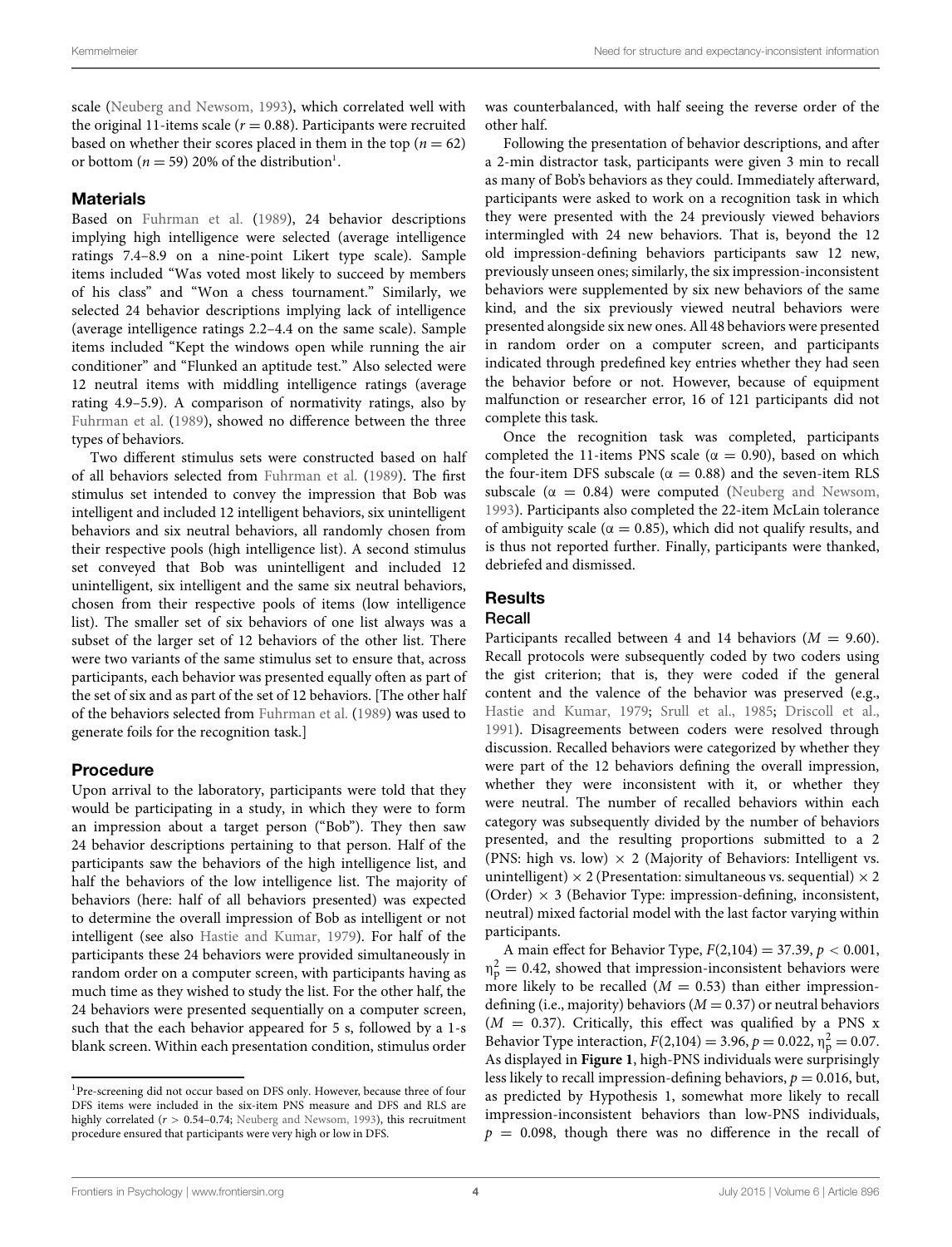scale (Neuberg and Newsom, 1993), which correlated well with the original 11-items scale ($r = 0.88$). Participants were recruited based on whether their scores placed in them in the top ($n = 62$) or bottom ($n = 59$) 20% of the distribution[1].

## Materials

Based on Fuhrman et al. (1989), 24 behavior descriptions implying high intelligence were selected (average intelligence ratings 7.4–8.9 on a nine-point Likert type scale). Sample items included "Was voted most likely to succeed by members of his class" and "Won a chess tournament." Similarly, we selected 24 behavior descriptions implying lack of intelligence (average intelligence ratings 2.2–4.4 on the same scale). Sample items included "Kept the windows open while running the air conditioner" and "Flunked an aptitude test." Also selected were 12 neutral items with middling intelligence ratings (average rating 4.9–5.9). A comparison of normativity ratings, also by Fuhrman et al. (1989), showed no difference between the three types of behaviors.

Two different stimulus sets were constructed based on half of all behaviors selected from Fuhrman et al. (1989). The first stimulus set intended to convey the impression that Bob was intelligent and included 12 intelligent behaviors, six unintelligent behaviors and six neutral behaviors, all randomly chosen from their respective pools (high intelligence list). A second stimulus set conveyed that Bob was unintelligent and included 12 unintelligent, six intelligent and the same six neutral behaviors, chosen from their respective pools of items (low intelligence list). The smaller set of six behaviors of one list always was a subset of the larger set of 12 behaviors of the other list. There were two variants of the same stimulus set to ensure that, across participants, each behavior was presented equally often as part of the set of six and as part of the set of 12 behaviors. [The other half of the behaviors selected from Fuhrman et al. (1989) was used to generate foils for the recognition task.]

## Procedure

Upon arrival to the laboratory, participants were told that they would be participating in a study, in which they were to form an impression about a target person ("Bob"). They then saw 24 behavior descriptions pertaining to that person. Half of the participants saw the behaviors of the high intelligence list, and half the behaviors of the low intelligence list. The majority of behaviors (here: half of all behaviors presented) was expected to determine the overall impression of Bob as intelligent or not intelligent (see also Hastie and Kumar, 1979). For half of the participants these 24 behaviors were provided simultaneously in random order on a computer screen, with participants having as much time as they wished to study the list. For the other half, the 24 behaviors were presented sequentially on a computer screen, such that the each behavior appeared for 5 s, followed by a 1-s blank screen. Within each presentation condition, stimulus order was counterbalanced, with half seeing the reverse order of the other half.

Following the presentation of behavior descriptions, and after a 2-min distractor task, participants were given 3 min to recall as many of Bob's behaviors as they could. Immediately afterward, participants were asked to work on a recognition task in which they were presented with the 24 previously viewed behaviors intermingled with 24 new behaviors. That is, beyond the 12 old impression-defining behaviors participants saw 12 new, previously unseen ones; similarly, the six impression-inconsistent behaviors were supplemented by six new behaviors of the same kind, and the six previously viewed neutral behaviors were presented alongside six new ones. All 48 behaviors were presented in random order on a computer screen, and participants indicated through predefined key entries whether they had seen the behavior before or not. However, because of equipment malfunction or researcher error, 16 of 121 participants did not complete this task.

Once the recognition task was completed, participants completed the 11-items PNS scale ($\alpha = 0.90$), based on which the four-item DFS subscale ($\alpha = 0.88$) and the seven-item RLS subscale ($\alpha = 0.84$) were computed (Neuberg and Newsom, 1993). Participants also completed the 22-item McLain tolerance of ambiguity scale ($\alpha = 0.85$), which did not qualify results, and is thus not reported further. Finally, participants were thanked, debriefed and dismissed.

## Results

### Recall

Participants recalled between 4 and 14 behaviors ($M = 9.60$). Recall protocols were subsequently coded by two coders using the gist criterion; that is, they were coded if the general content and the valence of the behavior was preserved (e.g., Hastie and Kumar, 1979; Srull et al., 1985; Driscoll et al., 1991). Disagreements between coders were resolved through discussion. Recalled behaviors were categorized by whether they were part of the 12 behaviors defining the overall impression, whether they were inconsistent with it, or whether they were neutral. The number of recalled behaviors within each category was subsequently divided by the number of behaviors presented, and the resulting proportions submitted to a 2 (PNS: high vs. low) × 2 (Majority of Behaviors: Intelligent vs. unintelligent) × 2 (Presentation: simultaneous vs. sequential) × 2 (Order) × 3 (Behavior Type: impression-defining, inconsistent, neutral) mixed factorial model with the last factor varying within participants.

A main effect for Behavior Type, $F(2,104) = 37.39$, $p < 0.001$, $\eta_p^2 = 0.42$, showed that impression-inconsistent behaviors were more likely to be recalled ($M = 0.53$) than either impression-defining (i.e., majority) behaviors ($M = 0.37$) or neutral behaviors ($M = 0.37$). Critically, this effect was qualified by a PNS x Behavior Type interaction, $F(2,104) = 3.96$, $p = 0.022$, $\eta_p^2 = 0.07$. As displayed in **Figure 1**, high-PNS individuals were surprisingly less likely to recall impression-defining behaviors, $p = 0.016$, but, as predicted by Hypothesis 1, somewhat more likely to recall impression-inconsistent behaviors than low-PNS individuals, $p = 0.098$, though there was no difference in the recall of

[1] Pre-screening did not occur based on DFS only. However, because three of four DFS items were included in the six-item PNS measure and DFS and RLS are highly correlated ($r > 0.54$–$0.74$; Neuberg and Newsom, 1993), this recruitment procedure ensured that participants were very high or low in DFS.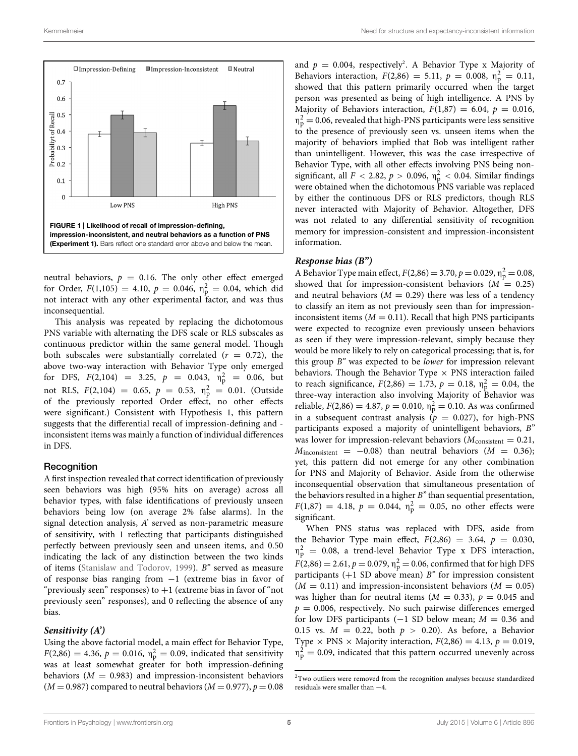**FIGURE 1 | Likelihood of recall of impression-defining, impression-inconsistent, and neutral behaviors as a function of PNS (Experiment 1).** Bars reflect one standard error above and below the mean.

neutral behaviors, $p = 0.16$. The only other effect emerged for Order, $F(1,105) = 4.10$, $p = 0.046$, $\eta_p^2 = 0.04$, which did not interact with any other experimental factor, and was thus inconsequential.

This analysis was repeated by replacing the dichotomous PNS variable with alternating the DFS scale or RLS subscales as continuous predictor within the same general model. Though both subscales were substantially correlated ($r = 0.72$), the above two-way interaction with Behavior Type only emerged for DFS, $F(2,104) = 3.25$, $p = 0.043$, $\eta_p^2 = 0.06$, but not RLS, $F(2,104) = 0.65$, $p = 0.53$, $\eta_p^2 = 0.01$. (Outside of the previously reported Order effect, no other effects were significant.) Consistent with Hypothesis 1, this pattern suggests that the differential recall of impression-defining and -inconsistent items was mainly a function of individual differences in DFS.

## Recognition

A first inspection revealed that correct identification of previously seen behaviors was high (95% hits on average) across all behavior types, with false identifications of previously unseen behaviors being low (on average 2% false alarms). In the signal detection analysis, *A'* served as non-parametric measure of sensitivity, with 1 reflecting that participants distinguished perfectly between previously seen and unseen items, and 0.50 indicating the lack of any distinction between the two kinds of items (Stanislaw and Todorov, 1999). *B"* served as measure of response bias ranging from −1 (extreme bias in favor of "previously seen" responses) to +1 (extreme bias in favor of "not previously seen" responses), and 0 reflecting the absence of any bias.

### Sensitivity (A')

Using the above factorial model, a main effect for Behavior Type, $F(2,86) = 4.36$, $p = 0.016$, $\eta_p^2 = 0.09$, indicated that sensitivity was at least somewhat greater for both impression-defining behaviors ($M = 0.983$) and impression-inconsistent behaviors ($M = 0.987$) compared to neutral behaviors ($M = 0.977$), $p = 0.08$ and $p = 0.004$, respectively[2]. A Behavior Type x Majority of Behaviors interaction, $F(2,86) = 5.11$, $p = 0.008$, $\eta_p^2 = 0.11$, showed that this pattern primarily occurred when the target person was presented as being of high intelligence. A PNS by Majority of Behaviors interaction, $F(1,87) = 6.04$, $p = 0.016$, $\eta_p^2 = 0.06$, revealed that high-PNS participants were less sensitive to the presence of previously seen vs. unseen items when the majority of behaviors implied that Bob was intelligent rather than unintelligent. However, this was the case irrespective of Behavior Type, with all other effects involving PNS being non-significant, all $F < 2.82$, $p > 0.096$, $\eta_p^2 < 0.04$. Similar findings were obtained when the dichotomous PNS variable was replaced by either the continuous DFS or RLS predictors, though RLS never interacted with Majority of Behavior. Altogether, DFS was not related to any differential sensitivity of recognition memory for impression-consistent and impression-inconsistent information.

### Response bias (B")

A Behavior Type main effect, $F(2,86) = 3.70$, $p = 0.029$, $\eta_p^2 = 0.08$, showed that for impression-consistent behaviors ($M = 0.25$) and neutral behaviors ($M = 0.29$) there was less of a tendency to classify an item as not previously seen than for impression-inconsistent items ($M = 0.11$). Recall that high PNS participants were expected to recognize even previously unseen behaviors as seen if they were impression-relevant, simply because they would be more likely to rely on categorical processing; that is, for this group *B"* was expected to be *lower* for impression relevant behaviors. Though the Behavior Type × PNS interaction failed to reach significance, $F(2,86) = 1.73$, $p = 0.18$, $\eta_p^2 = 0.04$, the three-way interaction also involving Majority of Behavior was reliable, $F(2,86) = 4.87$, $p = 0.010$, $\eta_p^2 = 0.10$. As was confirmed in a subsequent contrast analysis ($p = 0.027$), for high-PNS participants exposed a majority of unintelligent behaviors, *B"* was lower for impression-relevant behaviors ($M_{consistent} = 0.21$, $M_{inconsistent} = -0.08$) than neutral behaviors ($M = 0.36$); yet, this pattern did not emerge for any other combination for PNS and Majority of Behavior. Aside from the otherwise inconsequential observation that simultaneous presentation of the behaviors resulted in a higher *B"* than sequential presentation, $F(1,87) = 4.18$, $p = 0.044$, $\eta_p^2 = 0.05$, no other effects were significant.

When PNS status was replaced with DFS, aside from the Behavior Type main effect, $F(2,86) = 3.64$, $p = 0.030$, $\eta_p^2 = 0.08$, a trend-level Behavior Type x DFS interaction, $F(2,86) = 2.61$, $p = 0.079$, $\eta_p^2 = 0.06$, confirmed that for high DFS participants (+1 SD above mean) *B"* for impression consistent ($M = 0.11$) and impression-inconsistent behaviors ($M = 0.05$) was higher than for neutral items ($M = 0.33$), $p = 0.045$ and $p = 0.006$, respectively. No such pairwise differences emerged for low DFS participants (−1 SD below mean; $M = 0.36$ and 0.15 vs. $M = 0.22$, both $p > 0.20$). As before, a Behavior Type × PNS × Majority interaction, $F(2,86) = 4.13$, $p = 0.019$, $\eta_p^2 = 0.09$, indicated that this pattern occurred unevenly across

[2] Two outliers were removed from the recognition analyses because standardized residuals were smaller than −4.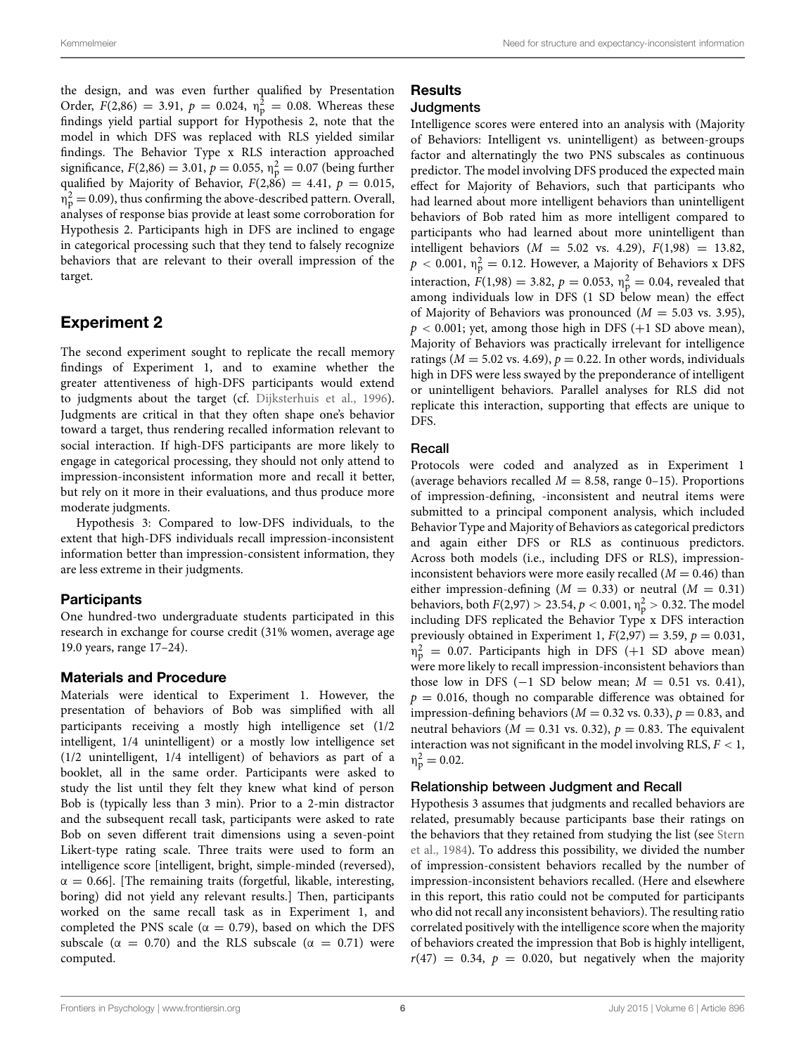the design, and was even further qualified by Presentation Order, $F(2,86) = 3.91$, $p = 0.024$, $\eta_p^2 = 0.08$. Whereas these findings yield partial support for Hypothesis 2, note that the model in which DFS was replaced with RLS yielded similar findings. The Behavior Type x RLS interaction approached significance, $F(2,86) = 3.01$, $p = 0.055$, $\eta_p^2 = 0.07$ (being further qualified by Majority of Behavior, $F(2,86) = 4.41$, $p = 0.015$, $\eta_p^2 = 0.09$), thus confirming the above-described pattern. Overall, analyses of response bias provide at least some corroboration for Hypothesis 2. Participants high in DFS are inclined to engage in categorical processing such that they tend to falsely recognize behaviors that are relevant to their overall impression of the target.

## Experiment 2

The second experiment sought to replicate the recall memory findings of Experiment 1, and to examine whether the greater attentiveness of high-DFS participants would extend to judgments about the target (cf. Dijksterhuis et al., 1996). Judgments are critical in that they often shape one's behavior toward a target, thus rendering recalled information relevant to social interaction. If high-DFS participants are more likely to engage in categorical processing, they should not only attend to impression-inconsistent information more and recall it better, but rely on it more in their evaluations, and thus produce more moderate judgments.

Hypothesis 3: Compared to low-DFS individuals, to the extent that high-DFS individuals recall impression-inconsistent information better than impression-consistent information, they are less extreme in their judgments.

### Participants

One hundred-two undergraduate students participated in this research in exchange for course credit (31% women, average age 19.0 years, range 17–24).

### Materials and Procedure

Materials were identical to Experiment 1. However, the presentation of behaviors of Bob was simplified with all participants receiving a mostly high intelligence set (1/2 intelligent, 1/4 unintelligent) or a mostly low intelligence set (1/2 unintelligent, 1/4 intelligent) of behaviors as part of a booklet, all in the same order. Participants were asked to study the list until they felt they knew what kind of person Bob is (typically less than 3 min). Prior to a 2-min distractor and the subsequent recall task, participants were asked to rate Bob on seven different trait dimensions using a seven-point Likert-type rating scale. Three traits were used to form an intelligence score [intelligent, bright, simple-minded (reversed), $\alpha = 0.66$]. [The remaining traits (forgetful, likable, interesting, boring) did not yield any relevant results.] Then, participants worked on the same recall task as in Experiment 1, and completed the PNS scale ($\alpha = 0.79$), based on which the DFS subscale ($\alpha = 0.70$) and the RLS subscale ($\alpha = 0.71$) were computed.

### Results

#### Judgments

Intelligence scores were entered into an analysis with (Majority of Behaviors: Intelligent vs. unintelligent) as between-groups factor and alternatingly the two PNS subscales as continuous predictor. The model involving DFS produced the expected main effect for Majority of Behaviors, such that participants who had learned about more intelligent behaviors than unintelligent behaviors of Bob rated him as more intelligent compared to participants who had learned about more unintelligent than intelligent behaviors ($M = 5.02$ vs. $4.29$), $F(1,98) = 13.82$, $p < 0.001$, $\eta_p^2 = 0.12$. However, a Majority of Behaviors x DFS interaction, $F(1,98) = 3.82$, $p = 0.053$, $\eta_p^2 = 0.04$, revealed that among individuals low in DFS (1 SD below mean) the effect of Majority of Behaviors was pronounced ($M = 5.03$ vs. $3.95$), $p < 0.001$; yet, among those high in DFS (+1 SD above mean), Majority of Behaviors was practically irrelevant for intelligence ratings ($M = 5.02$ vs. $4.69$), $p = 0.22$. In other words, individuals high in DFS were less swayed by the preponderance of intelligent or unintelligent behaviors. Parallel analyses for RLS did not replicate this interaction, supporting that effects are unique to DFS.

#### Recall

Protocols were coded and analyzed as in Experiment 1 (average behaviors recalled $M = 8.58$, range 0–15). Proportions of impression-defining, -inconsistent and neutral items were submitted to a principal component analysis, which included Behavior Type and Majority of Behaviors as categorical predictors and again either DFS or RLS as continuous predictors. Across both models (i.e., including DFS or RLS), impression-inconsistent behaviors were more easily recalled ($M = 0.46$) than either impression-defining ($M = 0.33$) or neutral ($M = 0.31$) behaviors, both $F(2,97) > 23.54$, $p < 0.001$, $\eta_p^2 > 0.32$. The model including DFS replicated the Behavior Type x DFS interaction previously obtained in Experiment 1, $F(2,97) = 3.59$, $p = 0.031$, $\eta_p^2 = 0.07$. Participants high in DFS (+1 SD above mean) were more likely to recall impression-inconsistent behaviors than those low in DFS (−1 SD below mean; $M = 0.51$ vs. $0.41$), $p = 0.016$, though no comparable difference was obtained for impression-defining behaviors ($M = 0.32$ vs. $0.33$), $p = 0.83$, and neutral behaviors ($M = 0.31$ vs. $0.32$), $p = 0.83$. The equivalent interaction was not significant in the model involving RLS, $F < 1$, $\eta_p^2 = 0.02$.

#### Relationship between Judgment and Recall

Hypothesis 3 assumes that judgments and recalled behaviors are related, presumably because participants base their ratings on the behaviors that they retained from studying the list (see Stern et al., 1984). To address this possibility, we divided the number of impression-consistent behaviors recalled by the number of impression-inconsistent behaviors recalled. (Here and elsewhere in this report, this ratio could not be computed for participants who did not recall any inconsistent behaviors). The resulting ratio correlated positively with the intelligence score when the majority of behaviors created the impression that Bob is highly intelligent, $r(47) = 0.34$, $p = 0.020$, but negatively when the majority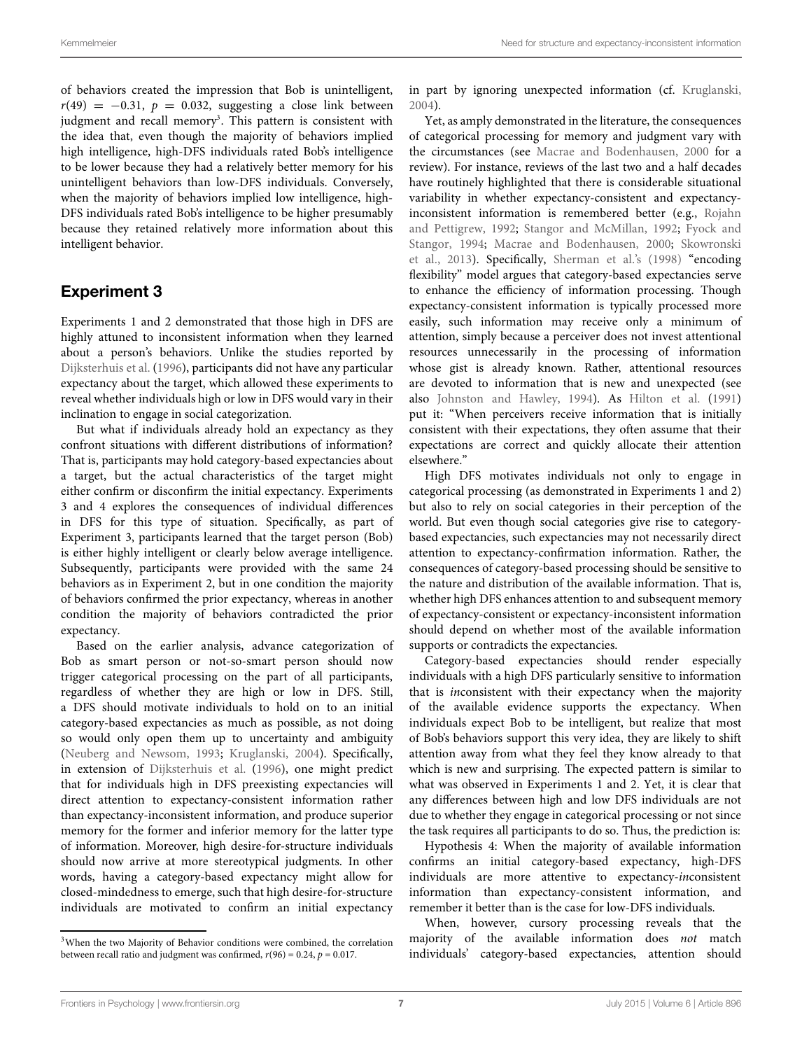of behaviors created the impression that Bob is unintelligent, $r(49) = -0.31$, $p = 0.032$, suggesting a close link between judgment and recall memory[3]. This pattern is consistent with the idea that, even though the majority of behaviors implied high intelligence, high-DFS individuals rated Bob's intelligence to be lower because they had a relatively better memory for his unintelligent behaviors than low-DFS individuals. Conversely, when the majority of behaviors implied low intelligence, high-DFS individuals rated Bob's intelligence to be higher presumably because they retained relatively more information about this intelligent behavior.

## Experiment 3

Experiments 1 and 2 demonstrated that those high in DFS are highly attuned to inconsistent information when they learned about a person's behaviors. Unlike the studies reported by Dijksterhuis et al. (1996), participants did not have any particular expectancy about the target, which allowed these experiments to reveal whether individuals high or low in DFS would vary in their inclination to engage in social categorization.

But what if individuals already hold an expectancy as they confront situations with different distributions of information? That is, participants may hold category-based expectancies about a target, but the actual characteristics of the target might either confirm or disconfirm the initial expectancy. Experiments 3 and 4 explores the consequences of individual differences in DFS for this type of situation. Specifically, as part of Experiment 3, participants learned that the target person (Bob) is either highly intelligent or clearly below average intelligence. Subsequently, participants were provided with the same 24 behaviors as in Experiment 2, but in one condition the majority of behaviors confirmed the prior expectancy, whereas in another condition the majority of behaviors contradicted the prior expectancy.

Based on the earlier analysis, advance categorization of Bob as smart person or not-so-smart person should now trigger categorical processing on the part of all participants, regardless of whether they are high or low in DFS. Still, a DFS should motivate individuals to hold on to an initial category-based expectancies as much as possible, as not doing so would only open them up to uncertainty and ambiguity (Neuberg and Newsom, 1993; Kruglanski, 2004). Specifically, in extension of Dijksterhuis et al. (1996), one might predict that for individuals high in DFS preexisting expectancies will direct attention to expectancy-consistent information rather than expectancy-inconsistent information, and produce superior memory for the former and inferior memory for the latter type of information. Moreover, high desire-for-structure individuals should now arrive at more stereotypical judgments. In other words, having a category-based expectancy might allow for closed-mindedness to emerge, such that high desire-for-structure individuals are motivated to confirm an initial expectancy in part by ignoring unexpected information (cf. Kruglanski, 2004).

Yet, as amply demonstrated in the literature, the consequences of categorical processing for memory and judgment vary with the circumstances (see Macrae and Bodenhausen, 2000 for a review). For instance, reviews of the last two and a half decades have routinely highlighted that there is considerable situational variability in whether expectancy-consistent and expectancy-inconsistent information is remembered better (e.g., Rojahn and Pettigrew, 1992; Stangor and McMillan, 1992; Fyock and Stangor, 1994; Macrae and Bodenhausen, 2000; Skowronski et al., 2013). Specifically, Sherman et al.'s (1998) "encoding flexibility" model argues that category-based expectancies serve to enhance the efficiency of information processing. Though expectancy-consistent information is typically processed more easily, such information may receive only a minimum of attention, simply because a perceiver does not invest attentional resources unnecessarily in the processing of information whose gist is already known. Rather, attentional resources are devoted to information that is new and unexpected (see also Johnston and Hawley, 1994). As Hilton et al. (1991) put it: "When perceivers receive information that is initially consistent with their expectations, they often assume that their expectations are correct and quickly allocate their attention elsewhere."

High DFS motivates individuals not only to engage in categorical processing (as demonstrated in Experiments 1 and 2) but also to rely on social categories in their perception of the world. But even though social categories give rise to category-based expectancies, such expectancies may not necessarily direct attention to expectancy-confirmation information. Rather, the consequences of category-based processing should be sensitive to the nature and distribution of the available information. That is, whether high DFS enhances attention to and subsequent memory of expectancy-consistent or expectancy-inconsistent information should depend on whether most of the available information supports or contradicts the expectancies.

Category-based expectancies should render especially individuals with a high DFS particularly sensitive to information that is *in*consistent with their expectancy when the majority of the available evidence supports the expectancy. When individuals expect Bob to be intelligent, but realize that most of Bob's behaviors support this very idea, they are likely to shift attention away from what they feel they know already to that which is new and surprising. The expected pattern is similar to what was observed in Experiments 1 and 2. Yet, it is clear that any differences between high and low DFS individuals are not due to whether they engage in categorical processing or not since the task requires all participants to do so. Thus, the prediction is:

Hypothesis 4: When the majority of available information confirms an initial category-based expectancy, high-DFS individuals are more attentive to expectancy-*in*consistent information than expectancy-consistent information, and remember it better than is the case for low-DFS individuals.

When, however, cursory processing reveals that the majority of the available information does *not* match individuals' category-based expectancies, attention should

[3]When the two Majority of Behavior conditions were combined, the correlation between recall ratio and judgment was confirmed, $r(96) = 0.24$, $p = 0.017$.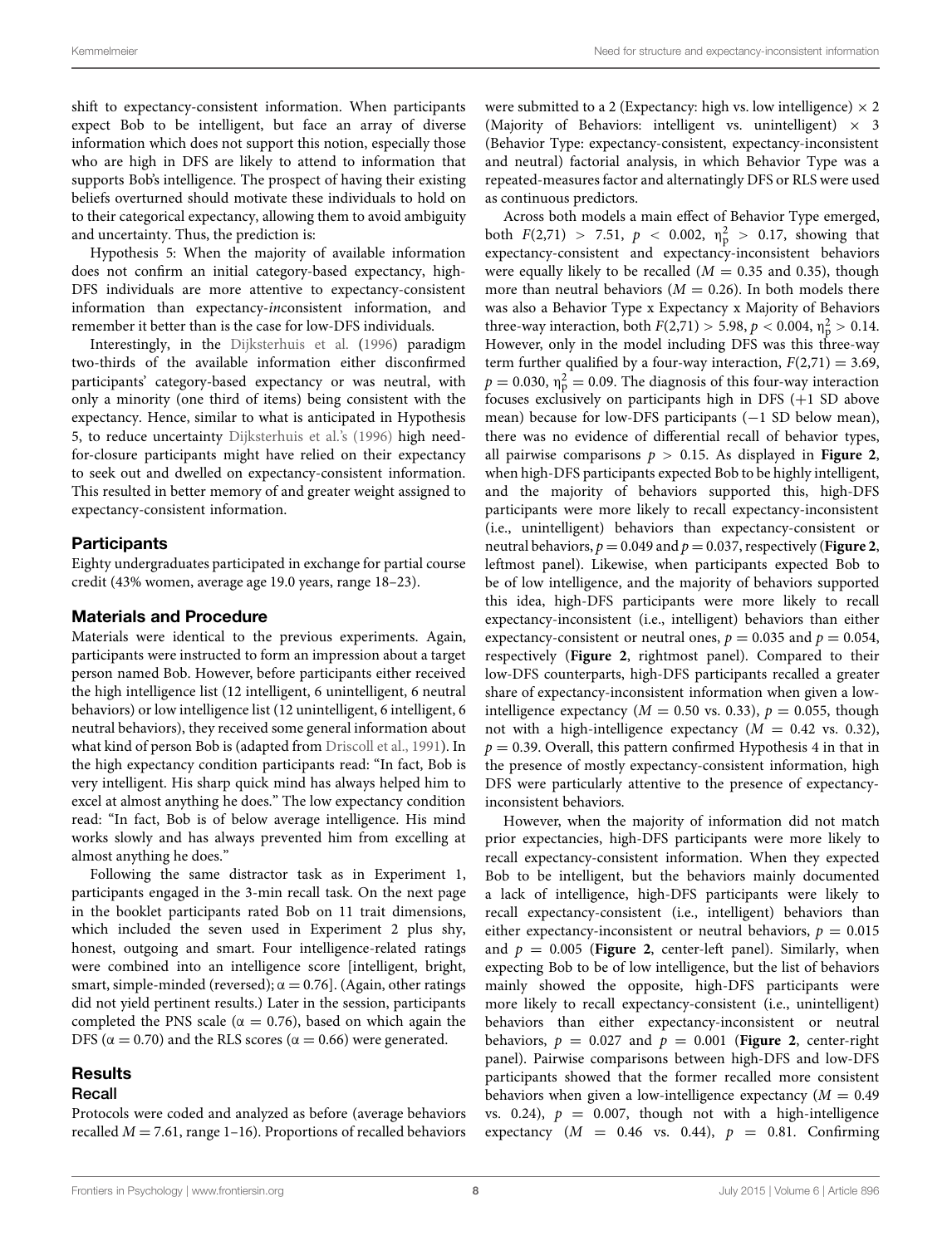shift to expectancy-consistent information. When participants expect Bob to be intelligent, but face an array of diverse information which does not support this notion, especially those who are high in DFS are likely to attend to information that supports Bob's intelligence. The prospect of having their existing beliefs overturned should motivate these individuals to hold on to their categorical expectancy, allowing them to avoid ambiguity and uncertainty. Thus, the prediction is:

Hypothesis 5: When the majority of available information does not confirm an initial category-based expectancy, high-DFS individuals are more attentive to expectancy-consistent information than expectancy-*in*consistent information, and remember it better than is the case for low-DFS individuals.

Interestingly, in the Dijksterhuis et al. (1996) paradigm two-thirds of the available information either disconfirmed participants' category-based expectancy or was neutral, with only a minority (one third of items) being consistent with the expectancy. Hence, similar to what is anticipated in Hypothesis 5, to reduce uncertainty Dijksterhuis et al.'s (1996) high need-for-closure participants might have relied on their expectancy to seek out and dwelled on expectancy-consistent information. This resulted in better memory of and greater weight assigned to expectancy-consistent information.

## Participants

Eighty undergraduates participated in exchange for partial course credit (43% women, average age 19.0 years, range 18–23).

## Materials and Procedure

Materials were identical to the previous experiments. Again, participants were instructed to form an impression about a target person named Bob. However, before participants either received the high intelligence list (12 intelligent, 6 unintelligent, 6 neutral behaviors) or low intelligence list (12 unintelligent, 6 intelligent, 6 neutral behaviors), they received some general information about what kind of person Bob is (adapted from Driscoll et al., 1991). In the high expectancy condition participants read: "In fact, Bob is very intelligent. His sharp quick mind has always helped him to excel at almost anything he does." The low expectancy condition read: "In fact, Bob is of below average intelligence. His mind works slowly and has always prevented him from excelling at almost anything he does."

Following the same distractor task as in Experiment 1, participants engaged in the 3-min recall task. On the next page in the booklet participants rated Bob on 11 trait dimensions, which included the seven used in Experiment 2 plus shy, honest, outgoing and smart. Four intelligence-related ratings were combined into an intelligence score [intelligent, bright, smart, simple-minded (reversed); $\alpha = 0.76$]. (Again, other ratings did not yield pertinent results.) Later in the session, participants completed the PNS scale ($\alpha = 0.76$), based on which again the DFS ($\alpha = 0.70$) and the RLS scores ($\alpha = 0.66$) were generated.

## Results

### Recall

Protocols were coded and analyzed as before (average behaviors recalled $M = 7.61$, range 1–16). Proportions of recalled behaviors were submitted to a 2 (Expectancy: high vs. low intelligence) × 2 (Majority of Behaviors: intelligent vs. unintelligent) × 3 (Behavior Type: expectancy-consistent, expectancy-inconsistent and neutral) factorial analysis, in which Behavior Type was a repeated-measures factor and alternatingly DFS or RLS were used as continuous predictors.

Across both models a main effect of Behavior Type emerged, both $F(2,71) > 7.51$, $p < 0.002$, $\eta_p^2 > 0.17$, showing that expectancy-consistent and expectancy-inconsistent behaviors were equally likely to be recalled ($M = 0.35$ and 0.35), though more than neutral behaviors ($M = 0.26$). In both models there was also a Behavior Type x Expectancy x Majority of Behaviors three-way interaction, both $F(2,71) > 5.98$, $p < 0.004$, $\eta_p^2 > 0.14$. However, only in the model including DFS was this three-way term further qualified by a four-way interaction, $F(2,71) = 3.69$, $p = 0.030$, $\eta_p^2 = 0.09$. The diagnosis of this four-way interaction focuses exclusively on participants high in DFS (+1 SD above mean) because for low-DFS participants (−1 SD below mean), there was no evidence of differential recall of behavior types, all pairwise comparisons $p > 0.15$. As displayed in **Figure 2**, when high-DFS participants expected Bob to be highly intelligent, and the majority of behaviors supported this, high-DFS participants were more likely to recall expectancy-inconsistent (i.e., unintelligent) behaviors than expectancy-consistent or neutral behaviors, $p = 0.049$ and $p = 0.037$, respectively (**Figure 2**, leftmost panel). Likewise, when participants expected Bob to be of low intelligence, and the majority of behaviors supported this idea, high-DFS participants were more likely to recall expectancy-inconsistent (i.e., intelligent) behaviors than either expectancy-consistent or neutral ones, $p = 0.035$ and $p = 0.054$, respectively (**Figure 2**, rightmost panel). Compared to their low-DFS counterparts, high-DFS participants recalled a greater share of expectancy-inconsistent information when given a low-intelligence expectancy ($M = 0.50$ vs. 0.33), $p = 0.055$, though not with a high-intelligence expectancy ($M = 0.42$ vs. 0.32), $p = 0.39$. Overall, this pattern confirmed Hypothesis 4 in that in the presence of mostly expectancy-consistent information, high DFS were particularly attentive to the presence of expectancy-inconsistent behaviors.

However, when the majority of information did not match prior expectancies, high-DFS participants were more likely to recall expectancy-consistent information. When they expected Bob to be intelligent, but the behaviors mainly documented a lack of intelligence, high-DFS participants were likely to recall expectancy-consistent (i.e., intelligent) behaviors than either expectancy-inconsistent or neutral behaviors, $p = 0.015$ and $p = 0.005$ (**Figure 2**, center-left panel). Similarly, when expecting Bob to be of low intelligence, but the list of behaviors mainly showed the opposite, high-DFS participants were more likely to recall expectancy-consistent (i.e., unintelligent) behaviors than either expectancy-inconsistent or neutral behaviors, $p = 0.027$ and $p = 0.001$ (**Figure 2**, center-right panel). Pairwise comparisons between high-DFS and low-DFS participants showed that the former recalled more consistent behaviors when given a low-intelligence expectancy ($M = 0.49$ vs. 0.24), $p = 0.007$, though not with a high-intelligence expectancy ($M = 0.46$ vs. 0.44), $p = 0.81$. Confirming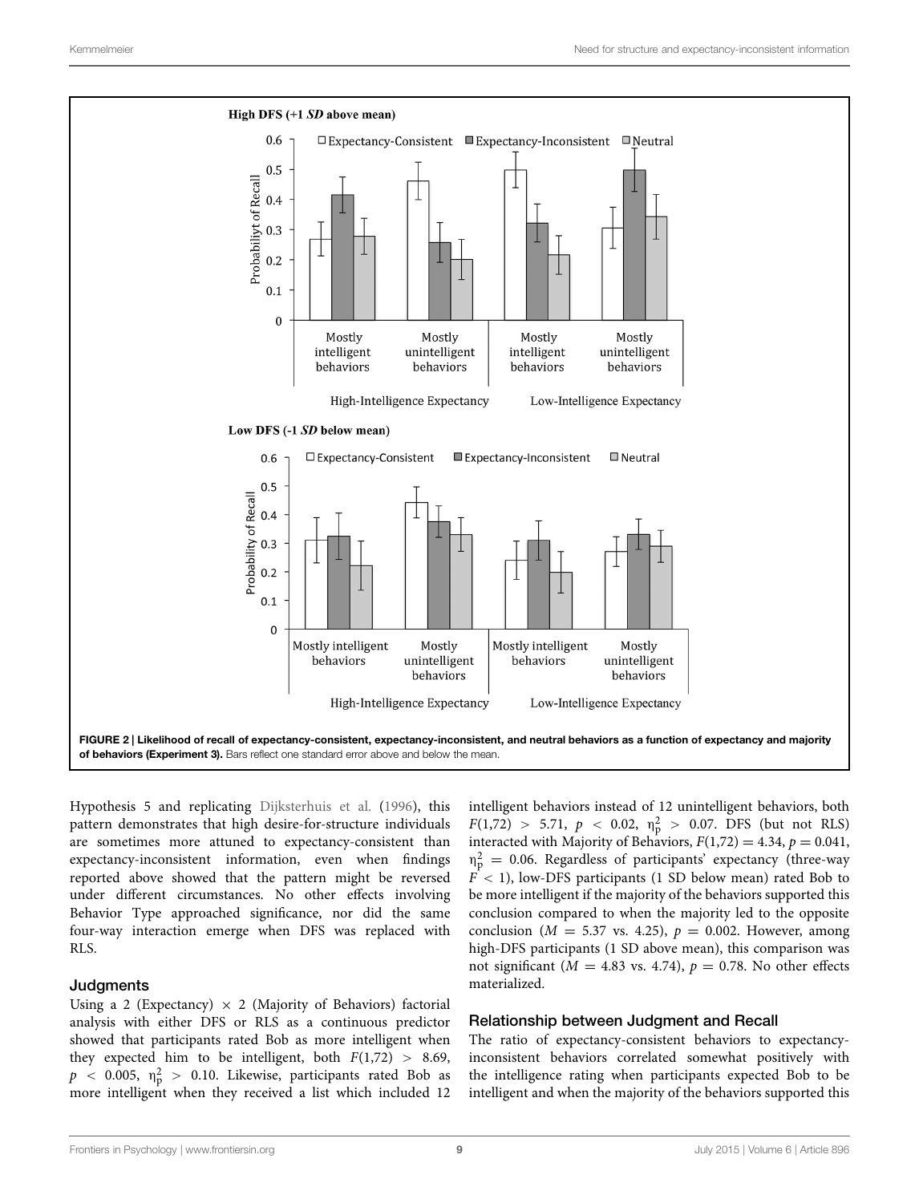FIGURE 2 | Likelihood of recall of expectancy-consistent, expectancy-inconsistent, and neutral behaviors as a function of expectancy and majority of behaviors (Experiment 3). Bars reflect one standard error above and below the mean.

Hypothesis 5 and replicating Dijksterhuis et al. (1996), this pattern demonstrates that high desire-for-structure individuals are sometimes more attuned to expectancy-consistent than expectancy-inconsistent information, even when findings reported above showed that the pattern might be reversed under different circumstances. No other effects involving Behavior Type approached significance, nor did the same four-way interaction emerge when DFS was replaced with RLS.

### Judgments

Using a 2 (Expectancy) × 2 (Majority of Behaviors) factorial analysis with either DFS or RLS as a continuous predictor showed that participants rated Bob as more intelligent when they expected him to be intelligent, both $F(1,72) > 8.69$, $p < 0.005$, $\eta_p^2 > 0.10$. Likewise, participants rated Bob as more intelligent when they received a list which included 12 intelligent behaviors instead of 12 unintelligent behaviors, both $F(1,72) > 5.71$, $p < 0.02$, $\eta_p^2 > 0.07$. DFS (but not RLS) interacted with Majority of Behaviors, $F(1,72) = 4.34$, $p = 0.041$, $\eta_p^2 = 0.06$. Regardless of participants' expectancy (three-way $F < 1$), low-DFS participants (1 SD below mean) rated Bob to be more intelligent if the majority of the behaviors supported this conclusion compared to when the majority led to the opposite conclusion ($M = 5.37$ vs. $4.25$), $p = 0.002$. However, among high-DFS participants (1 SD above mean), this comparison was not significant ($M = 4.83$ vs. $4.74$), $p = 0.78$. No other effects materialized.

### Relationship between Judgment and Recall

The ratio of expectancy-consistent behaviors to expectancy-inconsistent behaviors correlated somewhat positively with the intelligence rating when participants expected Bob to be intelligent and when the majority of the behaviors supported this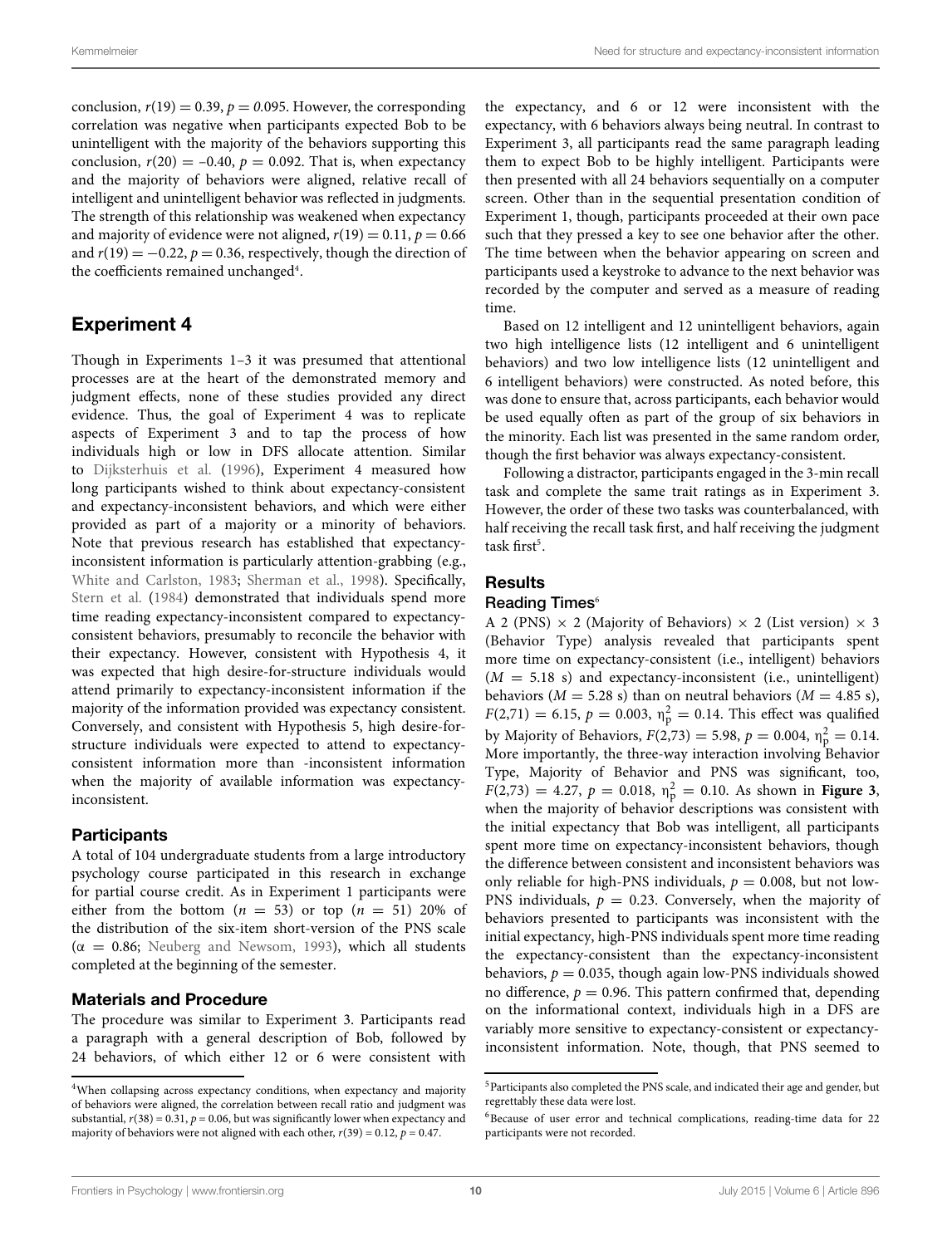conclusion, $r(19) = 0.39$, $p = 0.095$. However, the corresponding correlation was negative when participants expected Bob to be unintelligent with the majority of the behaviors supporting this conclusion, $r(20) = -0.40$, $p = 0.092$. That is, when expectancy and the majority of behaviors were aligned, relative recall of intelligent and unintelligent behavior was reflected in judgments. The strength of this relationship was weakened when expectancy and majority of evidence were not aligned, $r(19) = 0.11$, $p = 0.66$ and $r(19) = -0.22$, $p = 0.36$, respectively, though the direction of the coefficients remained unchanged[4].

## Experiment 4

Though in Experiments 1–3 it was presumed that attentional processes are at the heart of the demonstrated memory and judgment effects, none of these studies provided any direct evidence. Thus, the goal of Experiment 4 was to replicate aspects of Experiment 3 and to tap the process of how individuals high or low in DFS allocate attention. Similar to Dijksterhuis et al. (1996), Experiment 4 measured how long participants wished to think about expectancy-consistent and expectancy-inconsistent behaviors, and which were either provided as part of a majority or a minority of behaviors. Note that previous research has established that expectancy-inconsistent information is particularly attention-grabbing (e.g., White and Carlston, 1983; Sherman et al., 1998). Specifically, Stern et al. (1984) demonstrated that individuals spend more time reading expectancy-inconsistent compared to expectancy-consistent behaviors, presumably to reconcile the behavior with their expectancy. However, consistent with Hypothesis 4, it was expected that high desire-for-structure individuals would attend primarily to expectancy-inconsistent information if the majority of the information provided was expectancy consistent. Conversely, and consistent with Hypothesis 5, high desire-for-structure individuals were expected to attend to expectancy-consistent information more than -inconsistent information when the majority of available information was expectancy-inconsistent.

### Participants

A total of 104 undergraduate students from a large introductory psychology course participated in this research in exchange for partial course credit. As in Experiment 1 participants were either from the bottom ($n = 53$) or top ($n = 51$) 20% of the distribution of the six-item short-version of the PNS scale ($\alpha = 0.86$; Neuberg and Newsom, 1993), which all students completed at the beginning of the semester.

### Materials and Procedure

The procedure was similar to Experiment 3. Participants read a paragraph with a general description of Bob, followed by 24 behaviors, of which either 12 or 6 were consistent with the expectancy, and 6 or 12 were inconsistent with the expectancy, with 6 behaviors always being neutral. In contrast to Experiment 3, all participants read the same paragraph leading them to expect Bob to be highly intelligent. Participants were then presented with all 24 behaviors sequentially on a computer screen. Other than in the sequential presentation condition of Experiment 1, though, participants proceeded at their own pace such that they pressed a key to see one behavior after the other. The time between when the behavior appearing on screen and participants used a keystroke to advance to the next behavior was recorded by the computer and served as a measure of reading time.

Based on 12 intelligent and 12 unintelligent behaviors, again two high intelligence lists (12 intelligent and 6 unintelligent behaviors) and two low intelligence lists (12 unintelligent and 6 intelligent behaviors) were constructed. As noted before, this was done to ensure that, across participants, each behavior would be used equally often as part of the group of six behaviors in the minority. Each list was presented in the same random order, though the first behavior was always expectancy-consistent.

Following a distractor, participants engaged in the 3-min recall task and complete the same trait ratings as in Experiment 3. However, the order of these two tasks was counterbalanced, with half receiving the recall task first, and half receiving the judgment task first[5].

### Results

#### Reading Times[6]

A 2 (PNS) × 2 (Majority of Behaviors) × 2 (List version) × 3 (Behavior Type) analysis revealed that participants spent more time on expectancy-consistent (i.e., intelligent) behaviors ($M = 5.18$ s) and expectancy-inconsistent (i.e., unintelligent) behaviors ($M = 5.28$ s) than on neutral behaviors ($M = 4.85$ s), $F(2,71) = 6.15$, $p = 0.003$, $\eta_p^2 = 0.14$. This effect was qualified by Majority of Behaviors, $F(2,73) = 5.98$, $p = 0.004$, $\eta_p^2 = 0.14$. More importantly, the three-way interaction involving Behavior Type, Majority of Behavior and PNS was significant, too, $F(2,73) = 4.27$, $p = 0.018$, $\eta_p^2 = 0.10$. As shown in **Figure 3**, when the majority of behavior descriptions was consistent with the initial expectancy that Bob was intelligent, all participants spent more time on expectancy-inconsistent behaviors, though the difference between consistent and inconsistent behaviors was only reliable for high-PNS individuals, $p = 0.008$, but not low-PNS individuals, $p = 0.23$. Conversely, when the majority of behaviors presented to participants was inconsistent with the initial expectancy, high-PNS individuals spent more time reading the expectancy-consistent than the expectancy-inconsistent behaviors, $p = 0.035$, though again low-PNS individuals showed no difference, $p = 0.96$. This pattern confirmed that, depending on the informational context, individuals high in a DFS are variably more sensitive to expectancy-consistent or expectancy-inconsistent information. Note, though, that PNS seemed to

---

[4]When collapsing across expectancy conditions, when expectancy and majority of behaviors were aligned, the correlation between recall ratio and judgment was substantial, $r(38) = 0.31$, $p = 0.06$, but was significantly lower when expectancy and majority of behaviors were not aligned with each other, $r(39) = 0.12$, $p = 0.47$.

[5]Participants also completed the PNS scale, and indicated their age and gender, but regrettably these data were lost.

[6]Because of user error and technical complications, reading-time data for 22 participants were not recorded.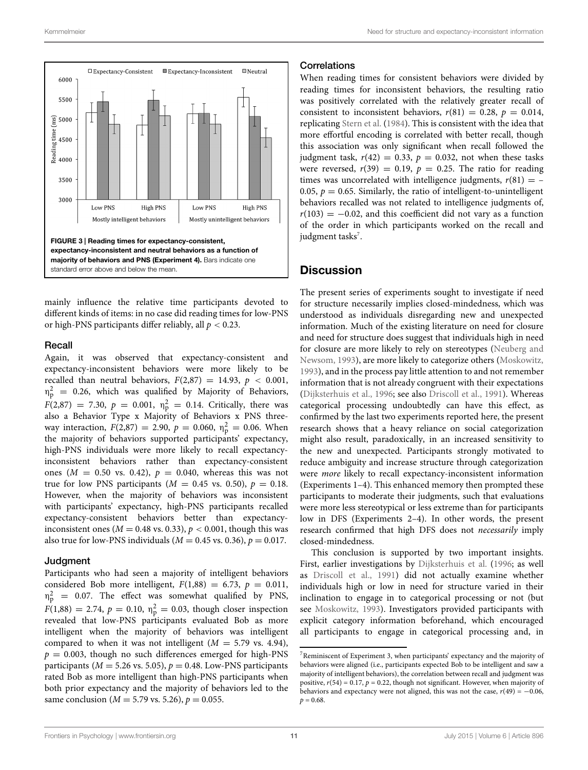FIGURE 3 | Reading times for expectancy-consistent, expectancy-inconsistent and neutral behaviors as a function of majority of behaviors and PNS (Experiment 4). Bars indicate one standard error above and below the mean.

mainly influence the relative time participants devoted to different kinds of items: in no case did reading times for low-PNS or high-PNS participants differ reliably, all $p < 0.23$.

### Recall

Again, it was observed that expectancy-consistent and expectancy-inconsistent behaviors were more likely to be recalled than neutral behaviors, $F(2,87) = 14.93$, $p < 0.001$, $\eta_p^2 = 0.26$, which was qualified by Majority of Behaviors, $F(2,87) = 7.30$, $p = 0.001$, $\eta_p^2 = 0.14$. Critically, there was also a Behavior Type x Majority of Behaviors x PNS three-way interaction, $F(2,87) = 2.90$, $p = 0.060$, $\eta_p^2 = 0.06$. When the majority of behaviors supported participants' expectancy, high-PNS individuals were more likely to recall expectancy-inconsistent behaviors rather than expectancy-consistent ones ($M = 0.50$ vs. $0.42$), $p = 0.040$, whereas this was not true for low PNS participants ($M = 0.45$ vs. $0.50$), $p = 0.18$. However, when the majority of behaviors was inconsistent with participants' expectancy, high-PNS participants recalled expectancy-consistent behaviors better than expectancy-inconsistent ones ($M = 0.48$ vs. $0.33$), $p < 0.001$, though this was also true for low-PNS individuals ($M = 0.45$ vs. $0.36$), $p = 0.017$.

### Judgment

Participants who had seen a majority of intelligent behaviors considered Bob more intelligent, $F(1,88) = 6.73$, $p = 0.011$, $\eta_p^2 = 0.07$. The effect was somewhat qualified by PNS, $F(1,88) = 2.74$, $p = 0.10$, $\eta_p^2 = 0.03$, though closer inspection revealed that low-PNS participants evaluated Bob as more intelligent when the majority of behaviors was intelligent compared to when it was not intelligent ($M = 5.79$ vs. $4.94$), $p = 0.003$, though no such differences emerged for high-PNS participants ($M = 5.26$ vs. $5.05$), $p = 0.48$. Low-PNS participants rated Bob as more intelligent than high-PNS participants when both prior expectancy and the majority of behaviors led to the same conclusion ($M = 5.79$ vs. $5.26$), $p = 0.055$.

### Correlations

When reading times for consistent behaviors were divided by reading times for inconsistent behaviors, the resulting ratio was positively correlated with the relatively greater recall of consistent to inconsistent behaviors, $r(81) = 0.28$, $p = 0.014$, replicating Stern et al. (1984). This is consistent with the idea that more effortful encoding is correlated with better recall, though this association was only significant when recall followed the judgment task, $r(42) = 0.33$, $p = 0.032$, not when these tasks were reversed, $r(39) = 0.19$, $p = 0.25$. The ratio for reading times was uncorrelated with intelligence judgments, $r(81) = -0.05$, $p = 0.65$. Similarly, the ratio of intelligent-to-unintelligent behaviors recalled was not related to intelligence judgments of, $r(103) = -0.02$, and this coefficient did not vary as a function of the order in which participants worked on the recall and judgment tasks[7].

## Discussion

The present series of experiments sought to investigate if need for structure necessarily implies closed-mindedness, which was understood as individuals disregarding new and unexpected information. Much of the existing literature on need for closure and need for structure does suggest that individuals high in need for closure are more likely to rely on stereotypes (Neuberg and Newsom, 1993), are more likely to categorize others (Moskowitz, 1993), and in the process pay little attention to and not remember information that is not already congruent with their expectations (Dijksterhuis et al., 1996; see also Driscoll et al., 1991). Whereas categorical processing undoubtedly can have this effect, as confirmed by the last two experiments reported here, the present research shows that a heavy reliance on social categorization might also result, paradoxically, in an increased sensitivity to the new and unexpected. Participants strongly motivated to reduce ambiguity and increase structure through categorization were *more* likely to recall expectancy-inconsistent information (Experiments 1–4). This enhanced memory then prompted these participants to moderate their judgments, such that evaluations were more less stereotypical or less extreme than for participants low in DFS (Experiments 2–4). In other words, the present research confirmed that high DFS does not *necessarily* imply closed-mindedness.

This conclusion is supported by two important insights. First, earlier investigations by Dijksterhuis et al. (1996; as well as Driscoll et al., 1991) did not actually examine whether individuals high or low in need for structure varied in their inclination to engage in to categorical processing or not (but see Moskowitz, 1993). Investigators provided participants with explicit category information beforehand, which encouraged all participants to engage in categorical processing and, in

[7] Reminiscent of Experiment 3, when participants' expectancy and the majority of behaviors were aligned (i.e., participants expected Bob to be intelligent and saw a majority of intelligent behaviors), the correlation between recall and judgment was positive, $r(54) = 0.17$, $p = 0.22$, though not significant. However, when majority of behaviors and expectancy were not aligned, this was not the case, $r(49) = -0.06$, $p = 0.68$.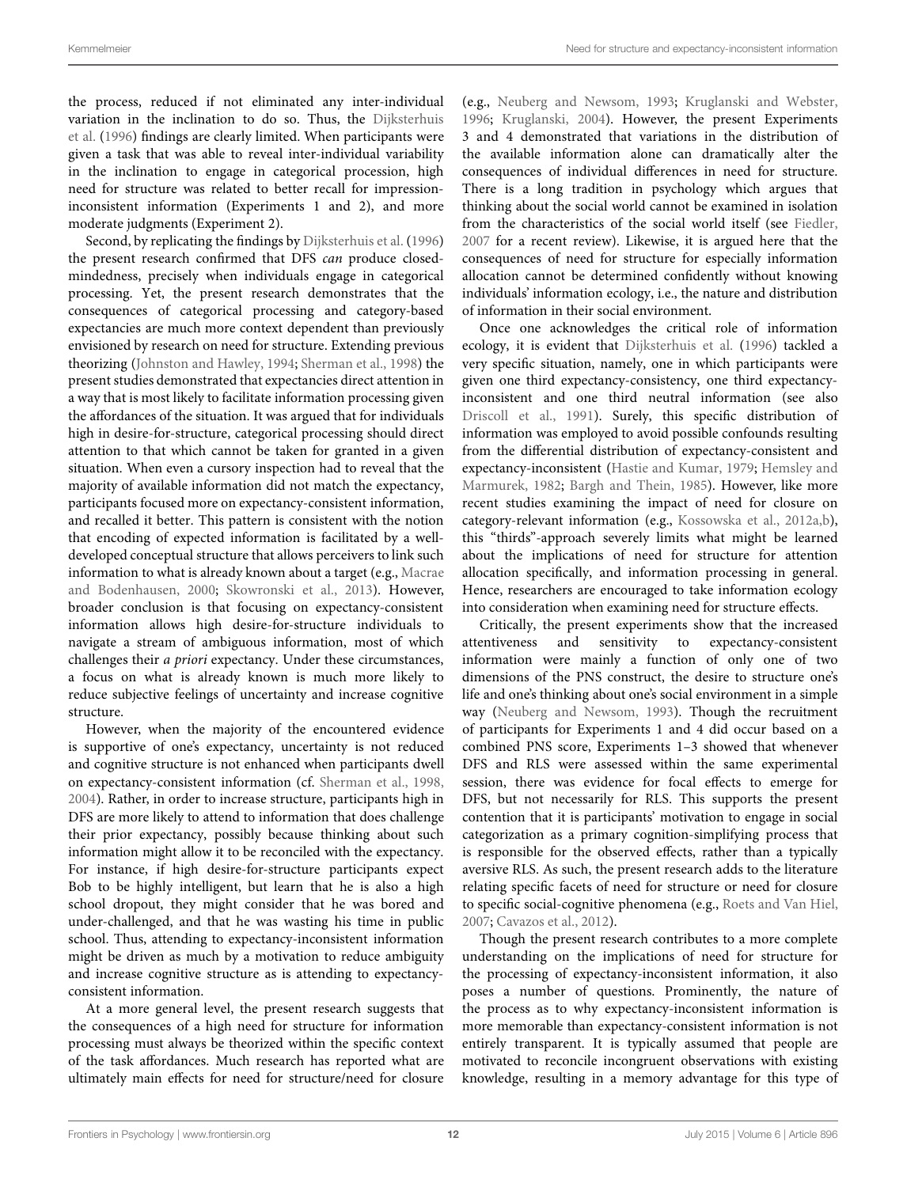the process, reduced if not eliminated any inter-individual variation in the inclination to do so. Thus, the Dijksterhuis et al. (1996) findings are clearly limited. When participants were given a task that was able to reveal inter-individual variability in the inclination to engage in categorical procession, high need for structure was related to better recall for impression-inconsistent information (Experiments 1 and 2), and more moderate judgments (Experiment 2).

Second, by replicating the findings by Dijksterhuis et al. (1996) the present research confirmed that DFS *can* produce closed-mindedness, precisely when individuals engage in categorical processing. Yet, the present research demonstrates that the consequences of categorical processing and category-based expectancies are much more context dependent than previously envisioned by research on need for structure. Extending previous theorizing (Johnston and Hawley, 1994; Sherman et al., 1998) the present studies demonstrated that expectancies direct attention in a way that is most likely to facilitate information processing given the affordances of the situation. It was argued that for individuals high in desire-for-structure, categorical processing should direct attention to that which cannot be taken for granted in a given situation. When even a cursory inspection had to reveal that the majority of available information did not match the expectancy, participants focused more on expectancy-consistent information, and recalled it better. This pattern is consistent with the notion that encoding of expected information is facilitated by a well-developed conceptual structure that allows perceivers to link such information to what is already known about a target (e.g., Macrae and Bodenhausen, 2000; Skowronski et al., 2013). However, broader conclusion is that focusing on expectancy-consistent information allows high desire-for-structure individuals to navigate a stream of ambiguous information, most of which challenges their *a priori* expectancy. Under these circumstances, a focus on what is already known is much more likely to reduce subjective feelings of uncertainty and increase cognitive structure.

However, when the majority of the encountered evidence is supportive of one's expectancy, uncertainty is not reduced and cognitive structure is not enhanced when participants dwell on expectancy-consistent information (cf. Sherman et al., 1998, 2004). Rather, in order to increase structure, participants high in DFS are more likely to attend to information that does challenge their prior expectancy, possibly because thinking about such information might allow it to be reconciled with the expectancy. For instance, if high desire-for-structure participants expect Bob to be highly intelligent, but learn that he is also a high school dropout, they might consider that he was bored and under-challenged, and that he was wasting his time in public school. Thus, attending to expectancy-inconsistent information might be driven as much by a motivation to reduce ambiguity and increase cognitive structure as is attending to expectancy-consistent information.

At a more general level, the present research suggests that the consequences of a high need for structure for information processing must always be theorized within the specific context of the task affordances. Much research has reported what are ultimately main effects for need for structure/need for closure (e.g., Neuberg and Newsom, 1993; Kruglanski and Webster, 1996; Kruglanski, 2004). However, the present Experiments 3 and 4 demonstrated that variations in the distribution of the available information alone can dramatically alter the consequences of individual differences in need for structure. There is a long tradition in psychology which argues that thinking about the social world cannot be examined in isolation from the characteristics of the social world itself (see Fiedler, 2007 for a recent review). Likewise, it is argued here that the consequences of need for structure for especially information allocation cannot be determined confidently without knowing individuals' information ecology, i.e., the nature and distribution of information in their social environment.

Once one acknowledges the critical role of information ecology, it is evident that Dijksterhuis et al. (1996) tackled a very specific situation, namely, one in which participants were given one third expectancy-consistency, one third expectancy-inconsistent and one third neutral information (see also Driscoll et al., 1991). Surely, this specific distribution of information was employed to avoid possible confounds resulting from the differential distribution of expectancy-consistent and expectancy-inconsistent (Hastie and Kumar, 1979; Hemsley and Marmurek, 1982; Bargh and Thein, 1985). However, like more recent studies examining the impact of need for closure on category-relevant information (e.g., Kossowska et al., 2012a,b), this "thirds"-approach severely limits what might be learned about the implications of need for structure for attention allocation specifically, and information processing in general. Hence, researchers are encouraged to take information ecology into consideration when examining need for structure effects.

Critically, the present experiments show that the increased attentiveness and sensitivity to expectancy-consistent information were mainly a function of only one of two dimensions of the PNS construct, the desire to structure one's life and one's thinking about one's social environment in a simple way (Neuberg and Newsom, 1993). Though the recruitment of participants for Experiments 1 and 4 did occur based on a combined PNS score, Experiments 1–3 showed that whenever DFS and RLS were assessed within the same experimental session, there was evidence for focal effects to emerge for DFS, but not necessarily for RLS. This supports the present contention that it is participants' motivation to engage in social categorization as a primary cognition-simplifying process that is responsible for the observed effects, rather than a typically aversive RLS. As such, the present research adds to the literature relating specific facets of need for structure or need for closure to specific social-cognitive phenomena (e.g., Roets and Van Hiel, 2007; Cavazos et al., 2012).

Though the present research contributes to a more complete understanding on the implications of need for structure for the processing of expectancy-inconsistent information, it also poses a number of questions. Prominently, the nature of the process as to why expectancy-inconsistent information is more memorable than expectancy-consistent information is not entirely transparent. It is typically assumed that people are motivated to reconcile incongruent observations with existing knowledge, resulting in a memory advantage for this type of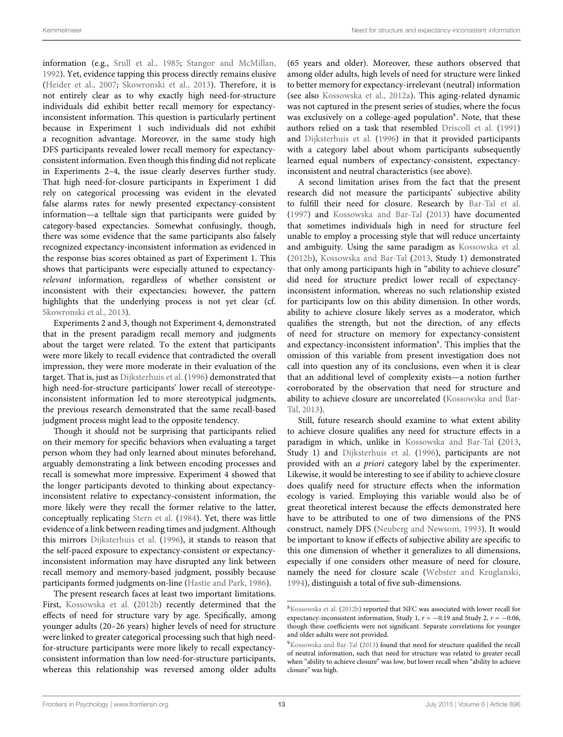information (e.g., Srull et al., 1985; Stangor and McMillan, 1992). Yet, evidence tapping this process directly remains elusive (Heider et al., 2007; Skowronski et al., 2013). Therefore, it is not entirely clear as to why exactly high need-for-structure individuals did exhibit better recall memory for expectancy-inconsistent information. This question is particularly pertinent because in Experiment 1 such individuals did not exhibit a recognition advantage. Moreover, in the same study high DFS participants revealed lower recall memory for expectancy-consistent information. Even though this finding did not replicate in Experiments 2–4, the issue clearly deserves further study. That high need-for-closure participants in Experiment 1 did rely on categorical processing was evident in the elevated false alarms rates for newly presented expectancy-consistent information—a telltale sign that participants were guided by category-based expectancies. Somewhat confusingly, though, there was some evidence that the same participants also falsely recognized expectancy-inconsistent information as evidenced in the response bias scores obtained as part of Experiment 1. This shows that participants were especially attuned to expectancy-*relevant* information, regardless of whether consistent or inconsistent with their expectancies; however, the pattern highlights that the underlying process is not yet clear (cf. Skowronski et al., 2013).

Experiments 2 and 3, though not Experiment 4, demonstrated that in the present paradigm recall memory and judgments about the target were related. To the extent that participants were more likely to recall evidence that contradicted the overall impression, they were more moderate in their evaluation of the target. That is, just as Dijksterhuis et al. (1996) demonstrated that high need-for-structure participants' lower recall of stereotype-inconsistent information led to more stereotypical judgments, the previous research demonstrated that the same recall-based judgment process might lead to the opposite tendency.

Though it should not be surprising that participants relied on their memory for specific behaviors when evaluating a target person whom they had only learned about minutes beforehand, arguably demonstrating a link between encoding processes and recall is somewhat more impressive. Experiment 4 showed that the longer participants devoted to thinking about expectancy-inconsistent relative to expectancy-consistent information, the more likely were they recall the former relative to the latter, conceptually replicating Stern et al. (1984). Yet, there was little evidence of a link between reading times and judgment. Although this mirrors Dijksterhuis et al. (1996), it stands to reason that the self-paced exposure to expectancy-consistent or expectancy-inconsistent information may have disrupted any link between recall memory and memory-based judgment, possibly because participants formed judgments on-line (Hastie and Park, 1986).

The present research faces at least two important limitations. First, Kossowska et al. (2012b) recently determined that the effects of need for structure vary by age. Specifically, among younger adults (20–26 years) higher levels of need for structure were linked to greater categorical processing such that high need-for-structure participants were more likely to recall expectancy-consistent information than low need-for-structure participants, whereas this relationship was reversed among older adults (65 years and older). Moreover, these authors observed that among older adults, high levels of need for structure were linked to better memory for expectancy-irrelevant (neutral) information (see also Kossowska et al., 2012a). This aging-related dynamic was not captured in the present series of studies, where the focus was exclusively on a college-aged population[8]. Note, that these authors relied on a task that resembled Driscoll et al. (1991) and Dijksterhuis et al. (1996) in that it provided participants with a category label about whom participants subsequently learned equal numbers of expectancy-consistent, expectancy-inconsistent and neutral characteristics (see above).

A second limitation arises from the fact that the present research did not measure the participants' subjective ability to fulfill their need for closure. Research by Bar-Tal et al. (1997) and Kossowska and Bar-Tal (2013) have documented that sometimes individuals high in need for structure feel unable to employ a processing style that will reduce uncertainty and ambiguity. Using the same paradigm as Kossowska et al. (2012b), Kossowska and Bar-Tal (2013, Study 1) demonstrated that only among participants high in "ability to achieve closure" did need for structure predict lower recall of expectancy-inconsistent information, whereas no such relationship existed for participants low on this ability dimension. In other words, ability to achieve closure likely serves as a moderator, which qualifies the strength, but not the direction, of any effects of need for structure on memory for expectancy-consistent and expectancy-inconsistent information[9]. This implies that the omission of this variable from present investigation does not call into question any of its conclusions, even when it is clear that an additional level of complexity exists—a notion further corroborated by the observation that need for structure and ability to achieve closure are uncorrelated (Kossowska and Bar-Tal, 2013).

Still, future research should examine to what extent ability to achieve closure qualifies any need for structure effects in a paradigm in which, unlike in Kossowska and Bar-Tal (2013, Study 1) and Dijksterhuis et al. (1996), participants are not provided with an *a priori* category label by the experimenter. Likewise, it would be interesting to see if ability to achieve closure does qualify need for structure effects when the information ecology is varied. Employing this variable would also be of great theoretical interest because the effects demonstrated here have to be attributed to one of two dimensions of the PNS construct, namely DFS (Neuberg and Newsom, 1993). It would be important to know if effects of subjective ability are specific to this one dimension of whether it generalizes to all dimensions, especially if one considers other measure of need for closure, namely the need for closure scale (Webster and Kruglanski, 1994), distinguish a total of five sub-dimensions.

---

[8] Kossowska et al. (2012b) reported that NFC was associated with lower recall for expectancy-inconsistent information, Study 1, $r = -0.19$ and Study 2, $r = -0.06$, though these coefficients were not significant. Separate correlations for younger and older adults were not provided.

[9] Kossowska and Bar-Tal (2013) found that need for structure qualified the recall of neutral information, such that need for structure was related to greater recall when "ability to achieve closure" was low, but lower recall when "ability to achieve closure" was high.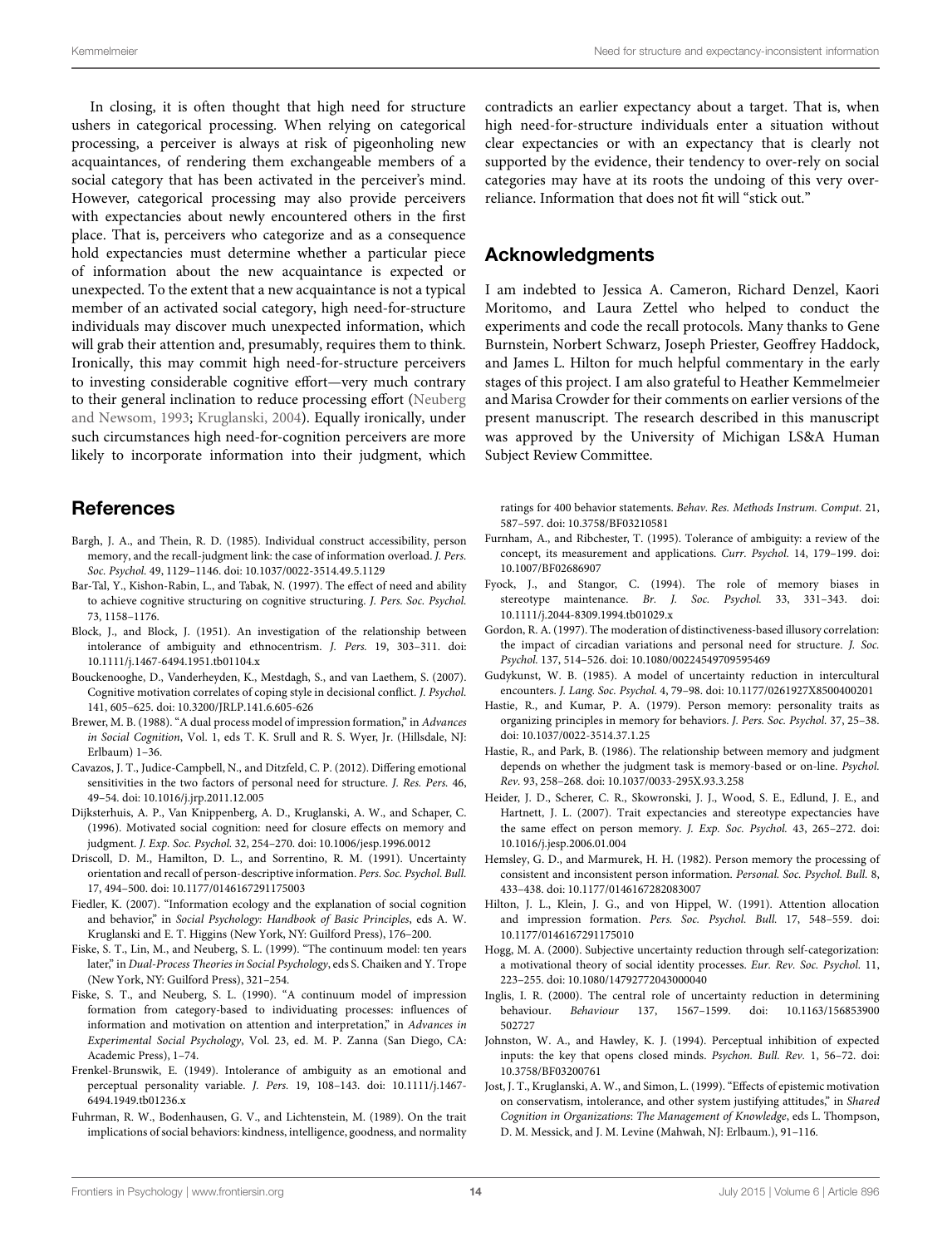In closing, it is often thought that high need for structure ushers in categorical processing. When relying on categorical processing, a perceiver is always at risk of pigeonholing new acquaintances, of rendering them exchangeable members of a social category that has been activated in the perceiver's mind. However, categorical processing may also provide perceivers with expectancies about newly encountered others in the first place. That is, perceivers who categorize and as a consequence hold expectancies must determine whether a particular piece of information about the new acquaintance is expected or unexpected. To the extent that a new acquaintance is not a typical member of an activated social category, high need-for-structure individuals may discover much unexpected information, which will grab their attention and, presumably, requires them to think. Ironically, this may commit high need-for-structure perceivers to investing considerable cognitive effort—very much contrary to their general inclination to reduce processing effort (Neuberg and Newsom, 1993; Kruglanski, 2004). Equally ironically, under such circumstances high need-for-cognition perceivers are more likely to incorporate information into their judgment, which contradicts an earlier expectancy about a target. That is, when high need-for-structure individuals enter a situation without clear expectancies or with an expectancy that is clearly not supported by the evidence, their tendency to over-rely on social categories may have at its roots the undoing of this very over-reliance. Information that does not fit will "stick out."

## Acknowledgments

I am indebted to Jessica A. Cameron, Richard Denzel, Kaori Moritomo, and Laura Zettel who helped to conduct the experiments and code the recall protocols. Many thanks to Gene Burnstein, Norbert Schwarz, Joseph Priester, Geoffrey Haddock, and James L. Hilton for much helpful commentary in the early stages of this project. I am also grateful to Heather Kemmelmeier and Marisa Crowder for their comments on earlier versions of the present manuscript. The research described in this manuscript was approved by the University of Michigan LS&A Human Subject Review Committee.

## References

Bargh, J. A., and Thein, R. D. (1985). Individual construct accessibility, person memory, and the recall-judgment link: the case of information overload. *J. Pers. Soc. Psychol.* 49, 1129–1146. doi: 10.1037/0022-3514.49.5.1129

Bar-Tal, Y., Kishon-Rabin, L., and Tabak, N. (1997). The effect of need and ability to achieve cognitive structuring on cognitive structuring. *J. Pers. Soc. Psychol.* 73, 1158–1176.

Block, J., and Block, J. (1951). An investigation of the relationship between intolerance of ambiguity and ethnocentrism. *J. Pers.* 19, 303–311. doi: 10.1111/j.1467-6494.1951.tb01104.x

Bouckenooghe, D., Vanderheyden, K., Mestdagh, S., and van Laethem, S. (2007). Cognitive motivation correlates of coping style in decisional conflict. *J. Psychol.* 141, 605–625. doi: 10.3200/JRLP.141.6.605-626

Brewer, M. B. (1988). "A dual process model of impression formation," in *Advances in Social Cognition*, Vol. 1, eds T. K. Srull and R. S. Wyer, Jr. (Hillsdale, NJ: Erlbaum) 1–36.

Cavazos, J. T., Judice-Campbell, N., and Ditzfeld, C. P. (2012). Differing emotional sensitivities in the two factors of personal need for structure. *J. Res. Pers.* 46, 49–54. doi: 10.1016/j.jrp.2011.12.005

Dijksterhuis, A. P., Van Knippenberg, A. D., Kruglanski, A. W., and Schaper, C. (1996). Motivated social cognition: need for closure effects on memory and judgment. *J. Exp. Soc. Psychol.* 32, 254–270. doi: 10.1006/jesp.1996.0012

Driscoll, D. M., Hamilton, D. L., and Sorrentino, R. M. (1991). Uncertainty orientation and recall of person-descriptive information. *Pers. Soc. Psychol. Bull.* 17, 494–500. doi: 10.1177/0146167291175003

Fiedler, K. (2007). "Information ecology and the explanation of social cognition and behavior," in *Social Psychology: Handbook of Basic Principles*, eds A. W. Kruglanski and E. T. Higgins (New York, NY: Guilford Press), 176–200.

Fiske, S. T., Lin, M., and Neuberg, S. L. (1999). "The continuum model: ten years later," in *Dual-Process Theories in Social Psychology*, eds S. Chaiken and Y. Trope (New York, NY: Guilford Press), 321–254.

Fiske, S. T., and Neuberg, S. L. (1990). "A continuum model of impression formation from category-based to individuating processes: influences of information and motivation on attention and interpretation," in *Advances in Experimental Social Psychology*, Vol. 23, ed. M. P. Zanna (San Diego, CA: Academic Press), 1–74.

Frenkel-Brunswik, E. (1949). Intolerance of ambiguity as an emotional and perceptual personality variable. *J. Pers.* 19, 108–143. doi: 10.1111/j.1467-6494.1949.tb01236.x

Fuhrman, R. W., Bodenhausen, G. V., and Lichtenstein, M. (1989). On the trait implications of social behaviors: kindness, intelligence, goodness, and normality ratings for 400 behavior statements. *Behav. Res. Methods Instrum. Comput.* 21, 587–597. doi: 10.3758/BF03210581

Furnham, A., and Ribchester, T. (1995). Tolerance of ambiguity: a review of the concept, its measurement and applications. *Curr. Psychol.* 14, 179–199. doi: 10.1007/BF02686907

Fyock, J., and Stangor, C. (1994). The role of memory biases in stereotype maintenance. *Br. J. Soc. Psychol.* 33, 331–343. doi: 10.1111/j.2044-8309.1994.tb01029.x

Gordon, R. A. (1997). The moderation of distinctiveness-based illusory correlation: the impact of circadian variations and personal need for structure. *J. Soc. Psychol.* 137, 514–526. doi: 10.1080/00224549709595469

Gudykunst, W. B. (1985). A model of uncertainty reduction in intercultural encounters. *J. Lang. Soc. Psychol.* 4, 79–98. doi: 10.1177/0261927X8500400201

Hastie, R., and Kumar, P. A. (1979). Person memory: personality traits as organizing principles in memory for behaviors. *J. Pers. Soc. Psychol.* 37, 25–38. doi: 10.1037/0022-3514.37.1.25

Hastie, R., and Park, B. (1986). The relationship between memory and judgment depends on whether the judgment task is memory-based or on-line. *Psychol. Rev.* 93, 258–268. doi: 10.1037/0033-295X.93.3.258

Heider, J. D., Scherer, C. R., Skowronski, J. J., Wood, S. E., Edlund, J. E., and Hartnett, J. L. (2007). Trait expectancies and stereotype expectancies have the same effect on person memory. *J. Exp. Soc. Psychol.* 43, 265–272. doi: 10.1016/j.jesp.2006.01.004

Hemsley, G. D., and Marmurek, H. H. (1982). Person memory the processing of consistent and inconsistent person information. *Personal. Soc. Psychol. Bull.* 8, 433–438. doi: 10.1177/0146167282083007

Hilton, J. L., Klein, J. G., and von Hippel, W. (1991). Attention allocation and impression formation. *Pers. Soc. Psychol. Bull.* 17, 548–559. doi: 10.1177/0146167291175010

Hogg, M. A. (2000). Subjective uncertainty reduction through self-categorization: a motivational theory of social identity processes. *Eur. Rev. Soc. Psychol.* 11, 223–255. doi: 10.1080/14792772043000040

Inglis, I. R. (2000). The central role of uncertainty reduction in determining behaviour. *Behaviour* 137, 1567–1599. doi: 10.1163/156853900502727

Johnston, W. A., and Hawley, K. J. (1994). Perceptual inhibition of expected inputs: the key that opens closed minds. *Psychon. Bull. Rev.* 1, 56–72. doi: 10.3758/BF03200761

Jost, J. T., Kruglanski, A. W., and Simon, L. (1999). "Effects of epistemic motivation on conservatism, intolerance, and other system justifying attitudes," in *Shared Cognition in Organizations: The Management of Knowledge*, eds L. Thompson, D. M. Messick, and J. M. Levine (Mahwah, NJ: Erlbaum.), 91–116.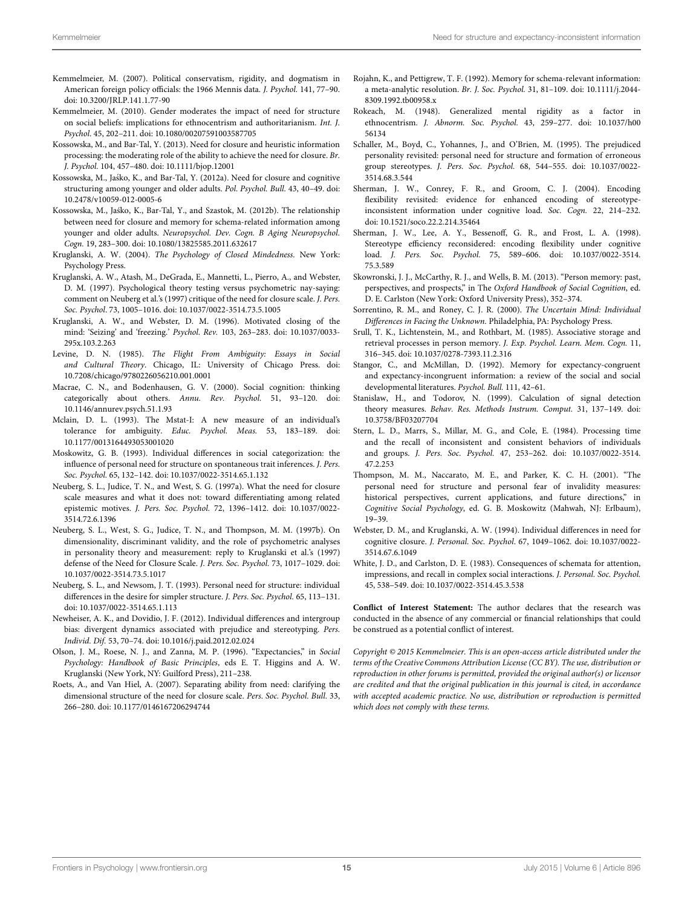Kemmelmeier, M. (2007). Political conservatism, rigidity, and dogmatism in American foreign policy officials: the 1966 Mennis data. *J. Psychol.* 141, 77–90. doi: 10.3200/JRLP.141.1.77-90

Kemmelmeier, M. (2010). Gender moderates the impact of need for structure on social beliefs: implications for ethnocentrism and authoritarianism. *Int. J. Psychol.* 45, 202–211. doi: 10.1080/00207591003587705

Kossowska, M., and Bar-Tal, Y. (2013). Need for closure and heuristic information processing: the moderating role of the ability to achieve the need for closure. *Br. J. Psychol.* 104, 457–480. doi: 10.1111/bjop.12001

Kossowska, M., Jaśko, K., and Bar-Tal, Y. (2012a). Need for closure and cognitive structuring among younger and older adults. *Pol. Psychol. Bull.* 43, 40–49. doi: 10.2478/v10059-012-0005-6

Kossowska, M., Jaśko, K., Bar-Tal, Y., and Szastok, M. (2012b). The relationship between need for closure and memory for schema-related information among younger and older adults. *Neuropsychol. Dev. Cogn. B Aging Neuropsychol. Cogn.* 19, 283–300. doi: 10.1080/13825585.2011.632617

Kruglanski, A. W. (2004). *The Psychology of Closed Mindedness*. New York: Psychology Press.

Kruglanski, A. W., Atash, M., DeGrada, E., Mannetti, L., Pierro, A., and Webster, D. M. (1997). Psychological theory testing versus psychometric nay-saying: comment on Neuberg et al.'s (1997) critique of the need for closure scale. *J. Pers. Soc. Psychol.* 73, 1005–1016. doi: 10.1037/0022-3514.73.5.1005

Kruglanski, A. W., and Webster, D. M. (1996). Motivated closing of the mind: 'Seizing' and 'freezing.' *Psychol. Rev.* 103, 263–283. doi: 10.1037/0033-295x.103.2.263

Levine, D. N. (1985). *The Flight From Ambiguity: Essays in Social and Cultural Theory*. Chicago, IL: University of Chicago Press. doi: 10.7208/chicago/9780226056210.001.0001

Macrae, C. N., and Bodenhausen, G. V. (2000). Social cognition: thinking categorically about others. *Annu. Rev. Psychol.* 51, 93–120. doi: 10.1146/annurev.psych.51.1.93

Mclain, D. L. (1993). The Mstat-I: A new measure of an individual's tolerance for ambiguity. *Educ. Psychol. Meas.* 53, 183–189. doi: 10.1177/0013164493053001020

Moskowitz, G. B. (1993). Individual differences in social categorization: the influence of personal need for structure on spontaneous trait inferences. *J. Pers. Soc. Psychol.* 65, 132–142. doi: 10.1037/0022-3514.65.1.132

Neuberg, S. L., Judice, T. N., and West, S. G. (1997a). What the need for closure scale measures and what it does not: toward differentiating among related epistemic motives. *J. Pers. Soc. Psychol.* 72, 1396–1412. doi: 10.1037/0022-3514.72.6.1396

Neuberg, S. L., West, S. G., Judice, T. N., and Thompson, M. M. (1997b). On dimensionality, discriminant validity, and the role of psychometric analyses in personality theory and measurement: reply to Kruglanski et al.'s (1997) defense of the Need for Closure Scale. *J. Pers. Soc. Psychol.* 73, 1017–1029. doi: 10.1037/0022-3514.73.5.1017

Neuberg, S. L., and Newsom, J. T. (1993). Personal need for structure: individual differences in the desire for simpler structure. *J. Pers. Soc. Psychol.* 65, 113–131. doi: 10.1037/0022-3514.65.1.113

Newheiser, A. K., and Dovidio, J. F. (2012). Individual differences and intergroup bias: divergent dynamics associated with prejudice and stereotyping. *Pers. Individ. Dif.* 53, 70–74. doi: 10.1016/j.paid.2012.02.024

Olson, J. M., Roese, N. J., and Zanna, M. P. (1996). "Expectancies," in *Social Psychology: Handbook of Basic Principles*, eds E. T. Higgins and A. W. Kruglanski (New York, NY: Guilford Press), 211–238.

Roets, A., and Van Hiel, A. (2007). Separating ability from need: clarifying the dimensional structure of the need for closure scale. *Pers. Soc. Psychol. Bull.* 33, 266–280. doi: 10.1177/0146167206294744

Rojahn, K., and Pettigrew, T. F. (1992). Memory for schema-relevant information: a meta-analytic resolution. *Br. J. Soc. Psychol.* 31, 81–109. doi: 10.1111/j.2044-8309.1992.tb00958.x

Rokeach, M. (1948). Generalized mental rigidity as a factor in ethnocentrism. *J. Abnorm. Soc. Psychol.* 43, 259–277. doi: 10.1037/h0056134

Schaller, M., Boyd, C., Yohannes, J., and O'Brien, M. (1995). The prejudiced personality revisited: personal need for structure and formation of erroneous group stereotypes. *J. Pers. Soc. Psychol.* 68, 544–555. doi: 10.1037/0022-3514.68.3.544

Sherman, J. W., Conrey, F. R., and Groom, C. J. (2004). Encoding flexibility revisited: evidence for enhanced encoding of stereotype-inconsistent information under cognitive load. *Soc. Cogn.* 22, 214–232. doi: 10.1521/soco.22.2.214.35464

Sherman, J. W., Lee, A. Y., Bessenoff, G. R., and Frost, L. A. (1998). Stereotype efficiency reconsidered: encoding flexibility under cognitive load. *J. Pers. Soc. Psychol.* 75, 589–606. doi: 10.1037/0022-3514.75.3.589

Skowronski, J. J., McCarthy, R. J., and Wells, B. M. (2013). "Person memory: past, perspectives, and prospects," in The *Oxford Handbook of Social Cognition*, ed. D. E. Carlston (New York: Oxford University Press), 352–374.

Sorrentino, R. M., and Roney, C. J. R. (2000). *The Uncertain Mind: Individual Differences in Facing the Unknown*. Philadelphia, PA: Psychology Press.

Srull, T. K., Lichtenstein, M., and Rothbart, M. (1985). Associative storage and retrieval processes in person memory. *J. Exp. Psychol. Learn. Mem. Cogn.* 11, 316–345. doi: 10.1037/0278-7393.11.2.316

Stangor, C., and McMillan, D. (1992). Memory for expectancy-congruent and expectancy-incongruent information: a review of the social and social developmental literatures. *Psychol. Bull.* 111, 42–61.

Stanislaw, H., and Todorov, N. (1999). Calculation of signal detection theory measures. *Behav. Res. Methods Instrum. Comput.* 31, 137–149. doi: 10.3758/BF03207704

Stern, L. D., Marrs, S., Millar, M. G., and Cole, E. (1984). Processing time and the recall of inconsistent and consistent behaviors of individuals and groups. *J. Pers. Soc. Psychol.* 47, 253–262. doi: 10.1037/0022-3514.47.2.253

Thompson, M. M., Naccarato, M. E., and Parker, K. C. H. (2001). "The personal need for structure and personal fear of invalidity measures: historical perspectives, current applications, and future directions," in *Cognitive Social Psychology*, ed. G. B. Moskowitz (Mahwah, NJ: Erlbaum), 19–39.

Webster, D. M., and Kruglanski, A. W. (1994). Individual differences in need for cognitive closure. *J. Personal. Soc. Psychol.* 67, 1049–1062. doi: 10.1037/0022-3514.67.6.1049

White, J. D., and Carlston, D. E. (1983). Consequences of schemata for attention, impressions, and recall in complex social interactions. *J. Personal. Soc. Psychol.* 45, 538–549. doi: 10.1037/0022-3514.45.3.538

**Conflict of Interest Statement:** The author declares that the research was conducted in the absence of any commercial or financial relationships that could be construed as a potential conflict of interest.

*Copyright © 2015 Kemmelmeier. This is an open-access article distributed under the terms of the Creative Commons Attribution License (CC BY). The use, distribution or reproduction in other forums is permitted, provided the original author(s) or licensor are credited and that the original publication in this journal is cited, in accordance with accepted academic practice. No use, distribution or reproduction is permitted which does not comply with these terms.*